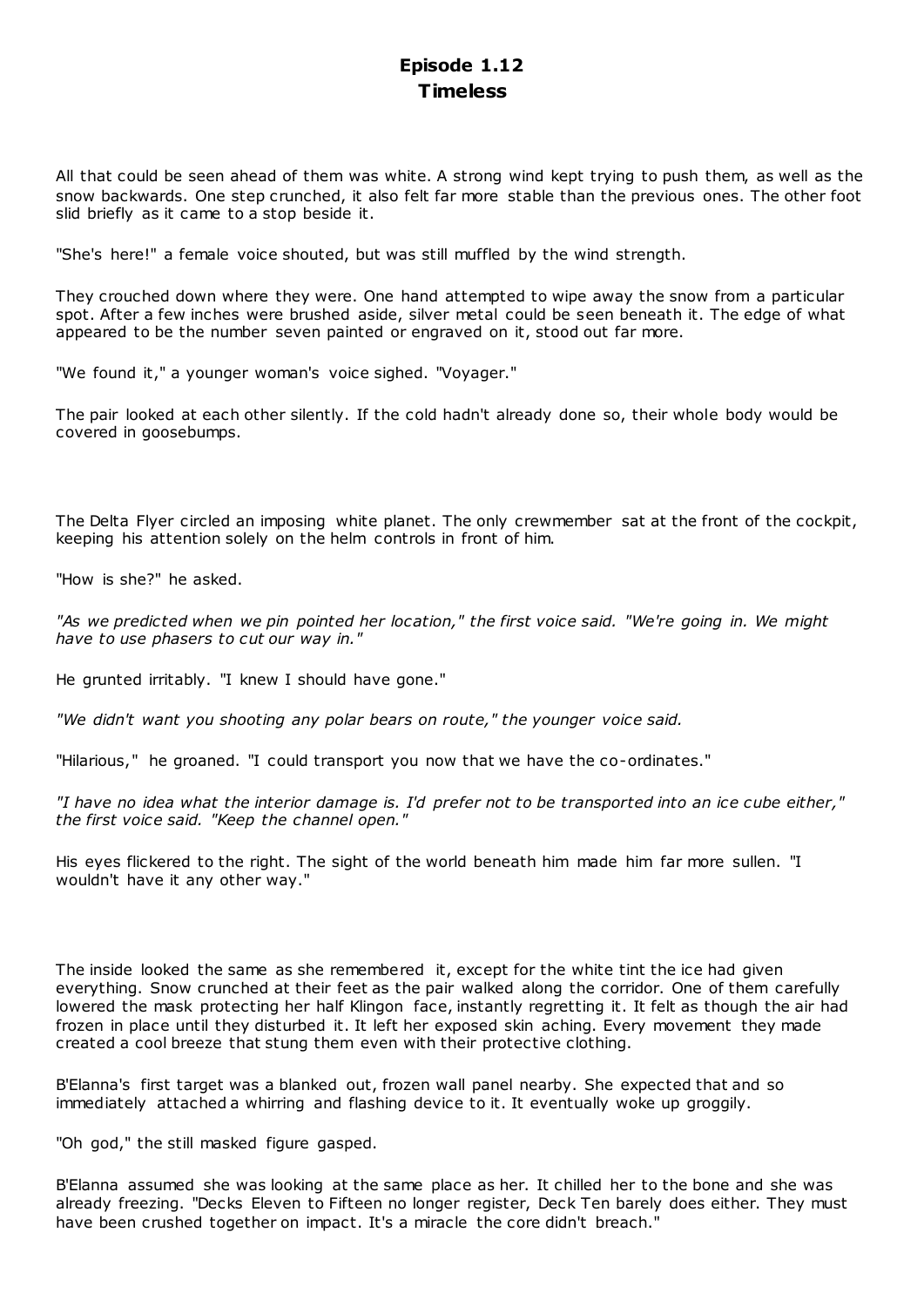# Episode 1.12
## Timeless

All that could be seen ahead of them was white. A strong wind kept trying to push them, as well as the snow backwards. One step crunched, it also felt far more stable than the previous ones. The other foot slid briefly as it came to a stop beside it.

"She's here!" a female voice shouted, but was still muffled by the wind strength.

They crouched down where they were. One hand attempted to wipe away the snow from a particular spot. After a few inches were brushed aside, silver metal could be seen beneath it. The edge of what appeared to be the number seven painted or engraved on it, stood out far more.

"We found it," a younger woman's voice sighed. "Voyager."

The pair looked at each other silently. If the cold hadn't already done so, their whole body would be covered in goosebumps.

The Delta Flyer circled an imposing white planet. The only crewmember sat at the front of the cockpit, keeping his attention solely on the helm controls in front of him.

"How is she?" he asked.

*"As we predicted when we pin pointed her location," the first voice said. "We're going in. We might have to use phasers to cut our way in."*

He grunted irritably. "I knew I should have gone."

*"We didn't want you shooting any polar bears on route," the younger voice said.*

"Hilarious," he groaned. "I could transport you now that we have the co-ordinates."

*"I have no idea what the interior damage is. I'd prefer not to be transported into an ice cube either," the first voice said. "Keep the channel open."*

His eyes flickered to the right. The sight of the world beneath him made him far more sullen. "I wouldn't have it any other way."

The inside looked the same as she remembered it, except for the white tint the ice had given everything. Snow crunched at their feet as the pair walked along the corridor. One of them carefully lowered the mask protecting her half Klingon face, instantly regretting it. It felt as though the air had frozen in place until they disturbed it. It left her exposed skin aching. Every movement they made created a cool breeze that stung them even with their protective clothing.

B'Elanna's first target was a blanked out, frozen wall panel nearby. She expected that and so immediately attached a whirring and flashing device to it. It eventually woke up groggily.

"Oh god," the still masked figure gasped.

B'Elanna assumed she was looking at the same place as her. It chilled her to the bone and she was already freezing. "Decks Eleven to Fifteen no longer register, Deck Ten barely does either. They must have been crushed together on impact. It's a miracle the core didn't breach."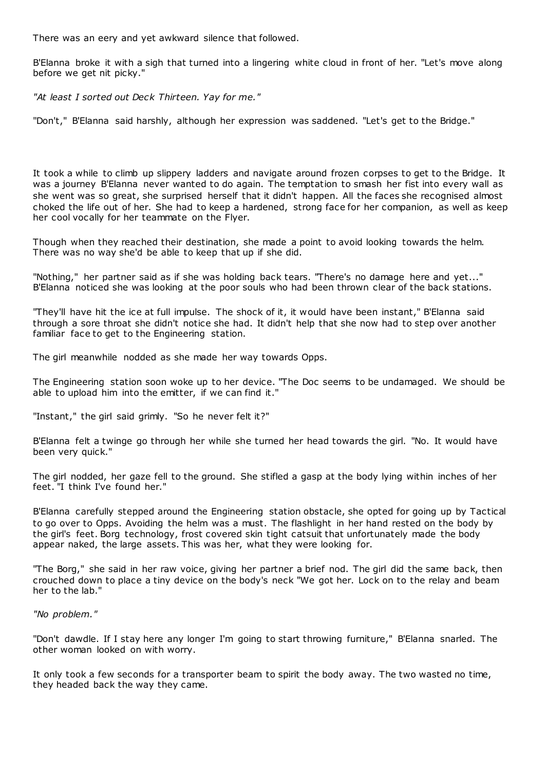There was an eery and yet awkward silence that followed.

B'Elanna broke it with a sigh that turned into a lingering white cloud in front of her. "Let's move along before we get nit picky."

*"At least I sorted out Deck Thirteen. Yay for me."*

"Don't," B'Elanna said harshly, although her expression was saddened. "Let's get to the Bridge."

It took a while to climb up slippery ladders and navigate around frozen corpses to get to the Bridge. It was a journey B'Elanna never wanted to do again. The temptation to smash her fist into every wall as she went was so great, she surprised herself that it didn't happen. All the faces she recognised almost choked the life out of her. She had to keep a hardened, strong face for her companion, as well as keep her cool vocally for her teammate on the Flyer.

Though when they reached their destination, she made a point to avoid looking towards the helm. There was no way she'd be able to keep that up if she did.

"Nothing," her partner said as if she was holding back tears. "There's no damage here and yet..." B'Elanna noticed she was looking at the poor souls who had been thrown clear of the back stations.

"They'll have hit the ice at full impulse. The shock of it, it would have been instant," B'Elanna said through a sore throat she didn't notice she had. It didn't help that she now had to step over another familiar face to get to the Engineering station.

The girl meanwhile nodded as she made her way towards Opps.

The Engineering station soon woke up to her device. "The Doc seems to be undamaged. We should be able to upload him into the emitter, if we can find it."

"Instant," the girl said grimly. "So he never felt it?"

B'Elanna felt a twinge go through her while she turned her head towards the girl. "No. It would have been very quick."

The girl nodded, her gaze fell to the ground. She stifled a gasp at the body lying within inches of her feet. "I think I've found her."

B'Elanna carefully stepped around the Engineering station obstacle, she opted for going up by Tactical to go over to Opps. Avoiding the helm was a must. The flashlight in her hand rested on the body by the girl's feet. Borg technology, frost covered skin tight catsuit that unfortunately made the body appear naked, the large assets. This was her, what they were looking for.

"The Borg," she said in her raw voice, giving her partner a brief nod. The girl did the same back, then crouched down to place a tiny device on the body's neck "We got her. Lock on to the relay and beam her to the lab."

*"No problem."*

"Don't dawdle. If I stay here any longer I'm going to start throwing furniture," B'Elanna snarled. The other woman looked on with worry.

It only took a few seconds for a transporter beam to spirit the body away. The two wasted no time, they headed back the way they came.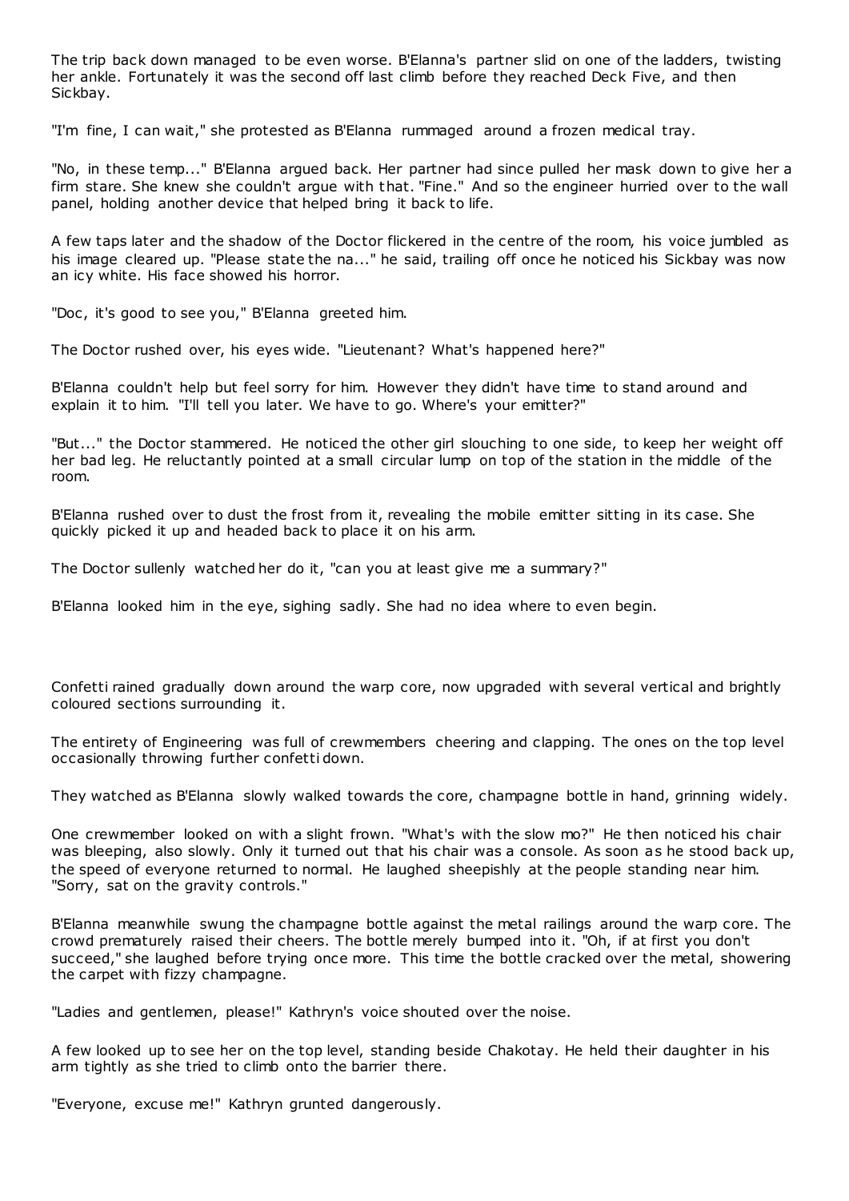The trip back down managed to be even worse. B'Elanna's partner slid on one of the ladders, twisting her ankle. Fortunately it was the second off last climb before they reached Deck Five, and then Sickbay.

"I'm fine, I can wait," she protested as B'Elanna rummaged around a frozen medical tray.

"No, in these temp..." B'Elanna argued back. Her partner had since pulled her mask down to give her a firm stare. She knew she couldn't argue with that. "Fine." And so the engineer hurried over to the wall panel, holding another device that helped bring it back to life.

A few taps later and the shadow of the Doctor flickered in the centre of the room, his voice jumbled as his image cleared up. "Please state the na..." he said, trailing off once he noticed his Sickbay was now an icy white. His face showed his horror.

"Doc, it's good to see you," B'Elanna greeted him.

The Doctor rushed over, his eyes wide. "Lieutenant? What's happened here?"

B'Elanna couldn't help but feel sorry for him. However they didn't have time to stand around and explain it to him. "I'll tell you later. We have to go. Where's your emitter?"

"But..." the Doctor stammered. He noticed the other girl slouching to one side, to keep her weight off her bad leg. He reluctantly pointed at a small circular lump on top of the station in the middle of the room.

B'Elanna rushed over to dust the frost from it, revealing the mobile emitter sitting in its case. She quickly picked it up and headed back to place it on his arm.

The Doctor sullenly watched her do it, "can you at least give me a summary?"

B'Elanna looked him in the eye, sighing sadly. She had no idea where to even begin.

Confetti rained gradually down around the warp core, now upgraded with several vertical and brightly coloured sections surrounding it.

The entirety of Engineering was full of crewmembers cheering and clapping. The ones on the top level occasionally throwing further confetti down.

They watched as B'Elanna slowly walked towards the core, champagne bottle in hand, grinning widely.

One crewmember looked on with a slight frown. "What's with the slow mo?" He then noticed his chair was bleeping, also slowly. Only it turned out that his chair was a console. As soon as he stood back up, the speed of everyone returned to normal. He laughed sheepishly at the people standing near him. "Sorry, sat on the gravity controls."

B'Elanna meanwhile swung the champagne bottle against the metal railings around the warp core. The crowd prematurely raised their cheers. The bottle merely bumped into it. "Oh, if at first you don't succeed," she laughed before trying once more. This time the bottle cracked over the metal, showering the carpet with fizzy champagne.

"Ladies and gentlemen, please!" Kathryn's voice shouted over the noise.

A few looked up to see her on the top level, standing beside Chakotay. He held their daughter in his arm tightly as she tried to climb onto the barrier there.

"Everyone, excuse me!" Kathryn grunted dangerously.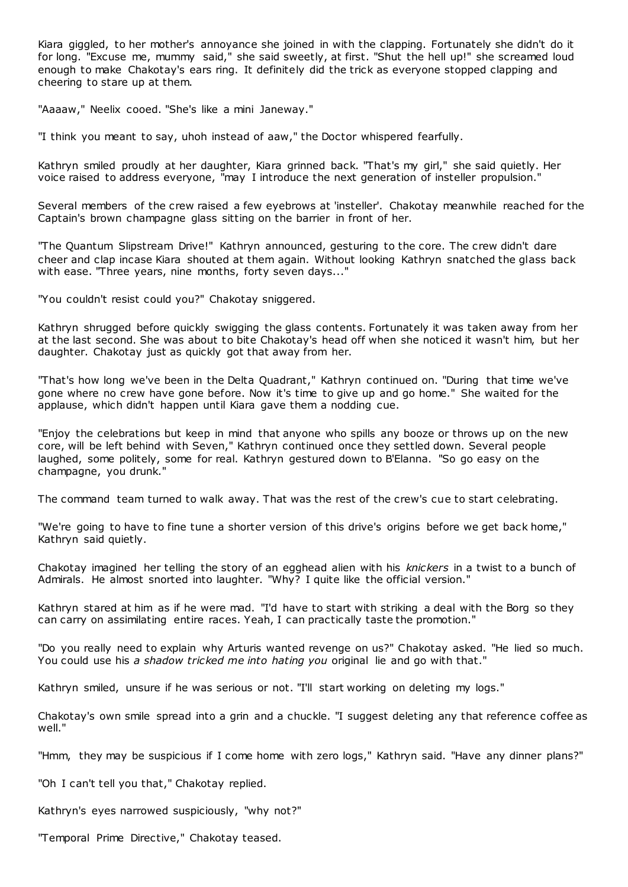Kiara giggled, to her mother's annoyance she joined in with the clapping. Fortunately she didn't do it for long. "Excuse me, mummy said," she said sweetly, at first. "Shut the hell up!" she screamed loud enough to make Chakotay's ears ring. It definitely did the trick as everyone stopped clapping and cheering to stare up at them.

"Aaaaw," Neelix cooed. "She's like a mini Janeway."

"I think you meant to say, uhoh instead of aaw," the Doctor whispered fearfully.

Kathryn smiled proudly at her daughter, Kiara grinned back. "That's my girl," she said quietly. Her voice raised to address everyone, "may I introduce the next generation of insteller propulsion."

Several members of the crew raised a few eyebrows at 'insteller'. Chakotay meanwhile reached for the Captain's brown champagne glass sitting on the barrier in front of her.

"The Quantum Slipstream Drive!" Kathryn announced, gesturing to the core. The crew didn't dare cheer and clap incase Kiara shouted at them again. Without looking Kathryn snatched the glass back with ease. "Three years, nine months, forty seven days..."

"You couldn't resist could you?" Chakotay sniggered.

Kathryn shrugged before quickly swigging the glass contents. Fortunately it was taken away from her at the last second. She was about to bite Chakotay's head off when she noticed it wasn't him, but her daughter. Chakotay just as quickly got that away from her.

"That's how long we've been in the Delta Quadrant," Kathryn continued on. "During that time we've gone where no crew have gone before. Now it's time to give up and go home." She waited for the applause, which didn't happen until Kiara gave them a nodding cue.

"Enjoy the celebrations but keep in mind that anyone who spills any booze or throws up on the new core, will be left behind with Seven," Kathryn continued once they settled down. Several people laughed, some politely, some for real. Kathryn gestured down to B'Elanna. "So go easy on the champagne, you drunk."

The command team turned to walk away. That was the rest of the crew's cue to start celebrating.

"We're going to have to fine tune a shorter version of this drive's origins before we get back home," Kathryn said quietly.

Chakotay imagined her telling the story of an egghead alien with his *knickers* in a twist to a bunch of Admirals. He almost snorted into laughter. "Why? I quite like the official version."

Kathryn stared at him as if he were mad. "I'd have to start with striking a deal with the Borg so they can carry on assimilating entire races. Yeah, I can practically taste the promotion."

"Do you really need to explain why Arturis wanted revenge on us?" Chakotay asked. "He lied so much. You could use his *a shadow tricked me into hating you* original lie and go with that."

Kathryn smiled, unsure if he was serious or not. "I'll start working on deleting my logs."

Chakotay's own smile spread into a grin and a chuckle. "I suggest deleting any that reference coffee as well."

"Hmm, they may be suspicious if I come home with zero logs," Kathryn said. "Have any dinner plans?"

"Oh I can't tell you that," Chakotay replied.

Kathryn's eyes narrowed suspiciously, "why not?"

"Temporal Prime Directive," Chakotay teased.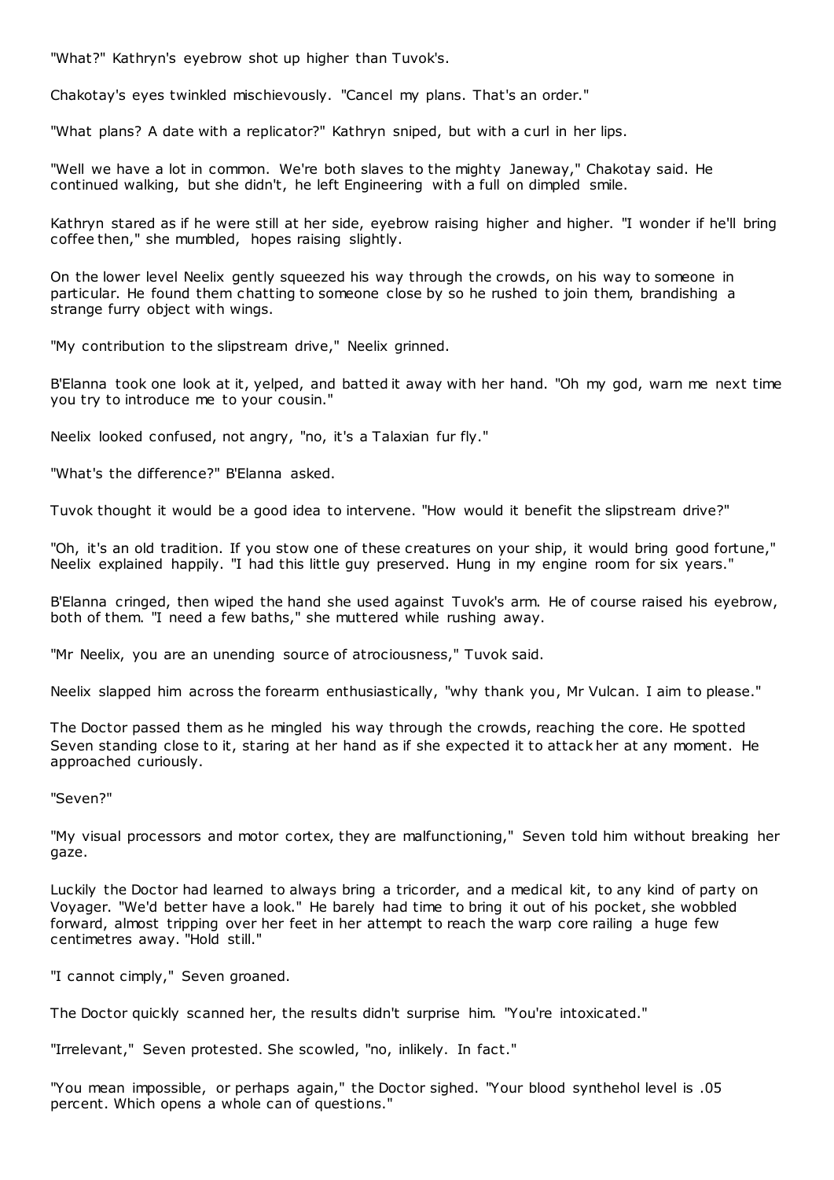"What?" Kathryn's eyebrow shot up higher than Tuvok's.

Chakotay's eyes twinkled mischievously. "Cancel my plans. That's an order."

"What plans? A date with a replicator?" Kathryn sniped, but with a curl in her lips.

"Well we have a lot in common. We're both slaves to the mighty Janeway," Chakotay said. He continued walking, but she didn't, he left Engineering with a full on dimpled smile.

Kathryn stared as if he were still at her side, eyebrow raising higher and higher. "I wonder if he'll bring coffee then," she mumbled, hopes raising slightly.

On the lower level Neelix gently squeezed his way through the crowds, on his way to someone in particular. He found them chatting to someone close by so he rushed to join them, brandishing a strange furry object with wings.

"My contribution to the slipstream drive," Neelix grinned.

B'Elanna took one look at it, yelped, and batted it away with her hand. "Oh my god, warn me next time you try to introduce me to your cousin."

Neelix looked confused, not angry, "no, it's a Talaxian fur fly."

"What's the difference?" B'Elanna asked.

Tuvok thought it would be a good idea to intervene. "How would it benefit the slipstream drive?"

"Oh, it's an old tradition. If you stow one of these creatures on your ship, it would bring good fortune," Neelix explained happily. "I had this little guy preserved. Hung in my engine room for six years."

B'Elanna cringed, then wiped the hand she used against Tuvok's arm. He of course raised his eyebrow, both of them. "I need a few baths," she muttered while rushing away.

"Mr Neelix, you are an unending source of atrociousness," Tuvok said.

Neelix slapped him across the forearm enthusiastically, "why thank you, Mr Vulcan. I aim to please."

The Doctor passed them as he mingled his way through the crowds, reaching the core. He spotted Seven standing close to it, staring at her hand as if she expected it to attack her at any moment. He approached curiously.

"Seven?"

"My visual processors and motor cortex, they are malfunctioning," Seven told him without breaking her gaze.

Luckily the Doctor had learned to always bring a tricorder, and a medical kit, to any kind of party on Voyager. "We'd better have a look." He barely had time to bring it out of his pocket, she wobbled forward, almost tripping over her feet in her attempt to reach the warp core railing a huge few centimetres away. "Hold still."

"I cannot cimply," Seven groaned.

The Doctor quickly scanned her, the results didn't surprise him. "You're intoxicated."

"Irrelevant," Seven protested. She scowled, "no, inlikely. In fact."

"You mean impossible, or perhaps again," the Doctor sighed. "Your blood synthehol level is .05 percent. Which opens a whole can of questions."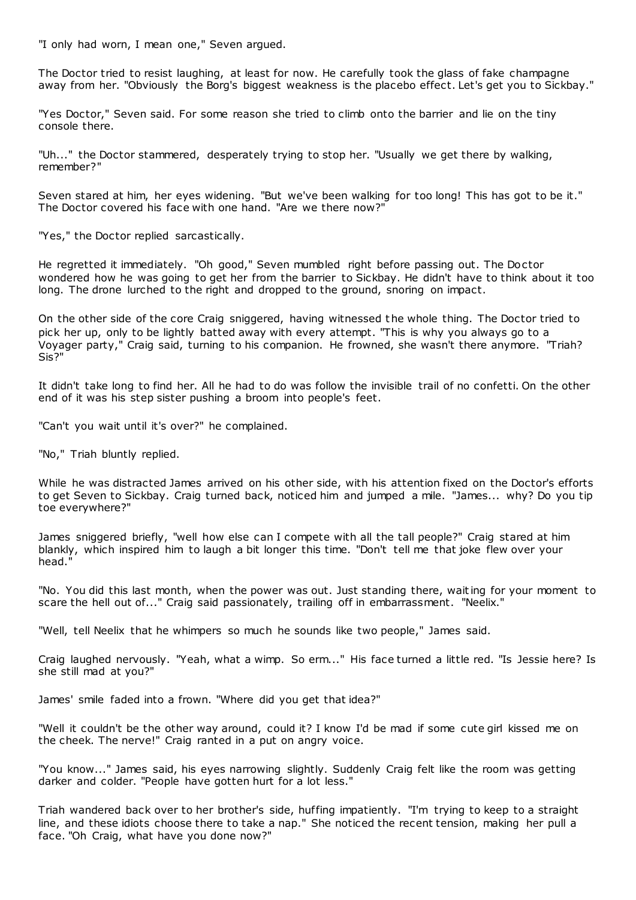"I only had worn, I mean one," Seven argued.

The Doctor tried to resist laughing, at least for now. He carefully took the glass of fake champagne away from her. "Obviously the Borg's biggest weakness is the placebo effect. Let's get you to Sickbay."

"Yes Doctor," Seven said. For some reason she tried to climb onto the barrier and lie on the tiny console there.

"Uh..." the Doctor stammered, desperately trying to stop her. "Usually we get there by walking, remember?"

Seven stared at him, her eyes widening. "But we've been walking for too long! This has got to be it." The Doctor covered his face with one hand. "Are we there now?"

"Yes," the Doctor replied sarcastically.

He regretted it immediately. "Oh good," Seven mumbled right before passing out. The Doctor wondered how he was going to get her from the barrier to Sickbay. He didn't have to think about it too long. The drone lurched to the right and dropped to the ground, snoring on impact.

On the other side of the core Craig sniggered, having witnessed the whole thing. The Doctor tried to pick her up, only to be lightly batted away with every attempt. "This is why you always go to a Voyager party," Craig said, turning to his companion. He frowned, she wasn't there anymore. "Triah? Sis?"

It didn't take long to find her. All he had to do was follow the invisible trail of no confetti. On the other end of it was his step sister pushing a broom into people's feet.

"Can't you wait until it's over?" he complained.

"No," Triah bluntly replied.

While he was distracted James arrived on his other side, with his attention fixed on the Doctor's efforts to get Seven to Sickbay. Craig turned back, noticed him and jumped a mile. "James... why? Do you tip toe everywhere?"

James sniggered briefly, "well how else can I compete with all the tall people?" Craig stared at him blankly, which inspired him to laugh a bit longer this time. "Don't tell me that joke flew over your head."

"No. You did this last month, when the power was out. Just standing there, waiting for your moment to scare the hell out of..." Craig said passionately, trailing off in embarrassment. "Neelix."

"Well, tell Neelix that he whimpers so much he sounds like two people," James said.

Craig laughed nervously. "Yeah, what a wimp. So erm..." His face turned a little red. "Is Jessie here? Is she still mad at you?"

James' smile faded into a frown. "Where did you get that idea?"

"Well it couldn't be the other way around, could it? I know I'd be mad if some cute girl kissed me on the cheek. The nerve!" Craig ranted in a put on angry voice.

"You know..." James said, his eyes narrowing slightly. Suddenly Craig felt like the room was getting darker and colder. "People have gotten hurt for a lot less."

Triah wandered back over to her brother's side, huffing impatiently. "I'm trying to keep to a straight line, and these idiots choose there to take a nap." She noticed the recent tension, making her pull a face. "Oh Craig, what have you done now?"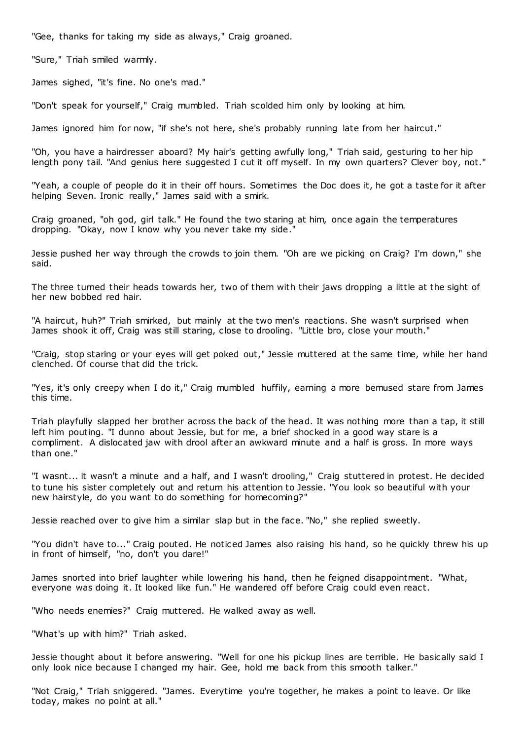"Gee, thanks for taking my side as always," Craig groaned.

"Sure," Triah smiled warmly.

James sighed, "it's fine. No one's mad."

"Don't speak for yourself," Craig mumbled. Triah scolded him only by looking at him.

James ignored him for now, "if she's not here, she's probably running late from her haircut."

"Oh, you have a hairdresser aboard? My hair's getting awfully long," Triah said, gesturing to her hip length pony tail. "And genius here suggested I cut it off myself. In my own quarters? Clever boy, not."

"Yeah, a couple of people do it in their off hours. Sometimes the Doc does it, he got a taste for it after helping Seven. Ironic really," James said with a smirk.

Craig groaned, "oh god, girl talk." He found the two staring at him, once again the temperatures dropping. "Okay, now I know why you never take my side."

Jessie pushed her way through the crowds to join them. "Oh are we picking on Craig? I'm down," she said.

The three turned their heads towards her, two of them with their jaws dropping a little at the sight of her new bobbed red hair.

"A haircut, huh?" Triah smirked, but mainly at the two men's reactions. She wasn't surprised when James shook it off, Craig was still staring, close to drooling. "Little bro, close your mouth."

"Craig, stop staring or your eyes will get poked out," Jessie muttered at the same time, while her hand clenched. Of course that did the trick.

"Yes, it's only creepy when I do it," Craig mumbled huffily, earning a more bemused stare from James this time.

Triah playfully slapped her brother across the back of the head. It was nothing more than a tap, it still left him pouting. "I dunno about Jessie, but for me, a brief shocked in a good way stare is a compliment. A dislocated jaw with drool after an awkward minute and a half is gross. In more ways than one."

"I wasnt... it wasn't a minute and a half, and I wasn't drooling," Craig stuttered in protest. He decided to tune his sister completely out and return his attention to Jessie. "You look so beautiful with your new hairstyle, do you want to do something for homecoming?"

Jessie reached over to give him a similar slap but in the face. "No," she replied sweetly.

"You didn't have to..." Craig pouted. He noticed James also raising his hand, so he quickly threw his up in front of himself, "no, don't you dare!"

James snorted into brief laughter while lowering his hand, then he feigned disappointment. "What, everyone was doing it. It looked like fun." He wandered off before Craig could even react.

"Who needs enemies?" Craig muttered. He walked away as well.

"What's up with him?" Triah asked.

Jessie thought about it before answering. "Well for one his pickup lines are terrible. He basically said I only look nice because I changed my hair. Gee, hold me back from this smooth talker."

"Not Craig," Triah sniggered. "James. Everytime you're together, he makes a point to leave. Or like today, makes no point at all."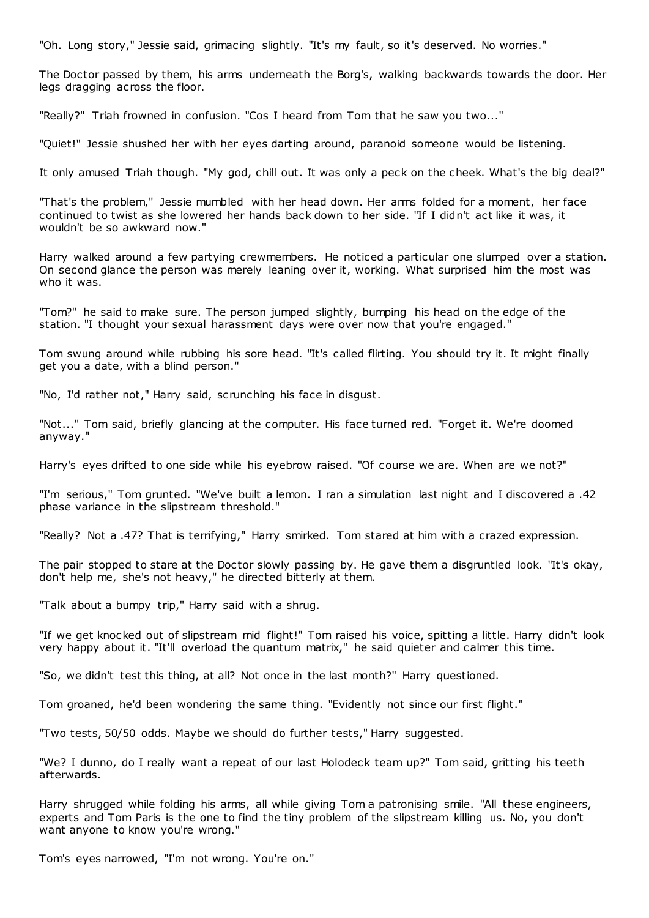"Oh. Long story," Jessie said, grimacing slightly. "It's my fault, so it's deserved. No worries."

The Doctor passed by them, his arms underneath the Borg's, walking backwards towards the door. Her legs dragging across the floor.

"Really?" Triah frowned in confusion. "Cos I heard from Tom that he saw you two..."

"Quiet!" Jessie shushed her with her eyes darting around, paranoid someone would be listening.

It only amused Triah though. "My god, chill out. It was only a peck on the cheek. What's the big deal?"

"That's the problem," Jessie mumbled with her head down. Her arms folded for a moment, her face continued to twist as she lowered her hands back down to her side. "If I didn't act like it was, it wouldn't be so awkward now."

Harry walked around a few partying crewmembers. He noticed a particular one slumped over a station. On second glance the person was merely leaning over it, working. What surprised him the most was who it was.

"Tom?" he said to make sure. The person jumped slightly, bumping his head on the edge of the station. "I thought your sexual harassment days were over now that you're engaged."

Tom swung around while rubbing his sore head. "It's called flirting. You should try it. It might finally get you a date, with a blind person."

"No, I'd rather not," Harry said, scrunching his face in disgust.

"Not..." Tom said, briefly glancing at the computer. His face turned red. "Forget it. We're doomed anyway."

Harry's eyes drifted to one side while his eyebrow raised. "Of course we are. When are we not?"

"I'm serious," Tom grunted. "We've built a lemon. I ran a simulation last night and I discovered a .42 phase variance in the slipstream threshold."

"Really? Not a .47? That is terrifying," Harry smirked. Tom stared at him with a crazed expression.

The pair stopped to stare at the Doctor slowly passing by. He gave them a disgruntled look. "It's okay, don't help me, she's not heavy," he directed bitterly at them.

"Talk about a bumpy trip," Harry said with a shrug.

"If we get knocked out of slipstream mid flight!" Tom raised his voice, spitting a little. Harry didn't look very happy about it. "It'll overload the quantum matrix," he said quieter and calmer this time.

"So, we didn't test this thing, at all? Not once in the last month?" Harry questioned.

Tom groaned, he'd been wondering the same thing. "Evidently not since our first flight."

"Two tests, 50/50 odds. Maybe we should do further tests," Harry suggested.

"We? I dunno, do I really want a repeat of our last Holodeck team up?" Tom said, gritting his teeth afterwards.

Harry shrugged while folding his arms, all while giving Tom a patronising smile. "All these engineers, experts and Tom Paris is the one to find the tiny problem of the slipstream killing us. No, you don't want anyone to know you're wrong."

Tom's eyes narrowed, "I'm not wrong. You're on."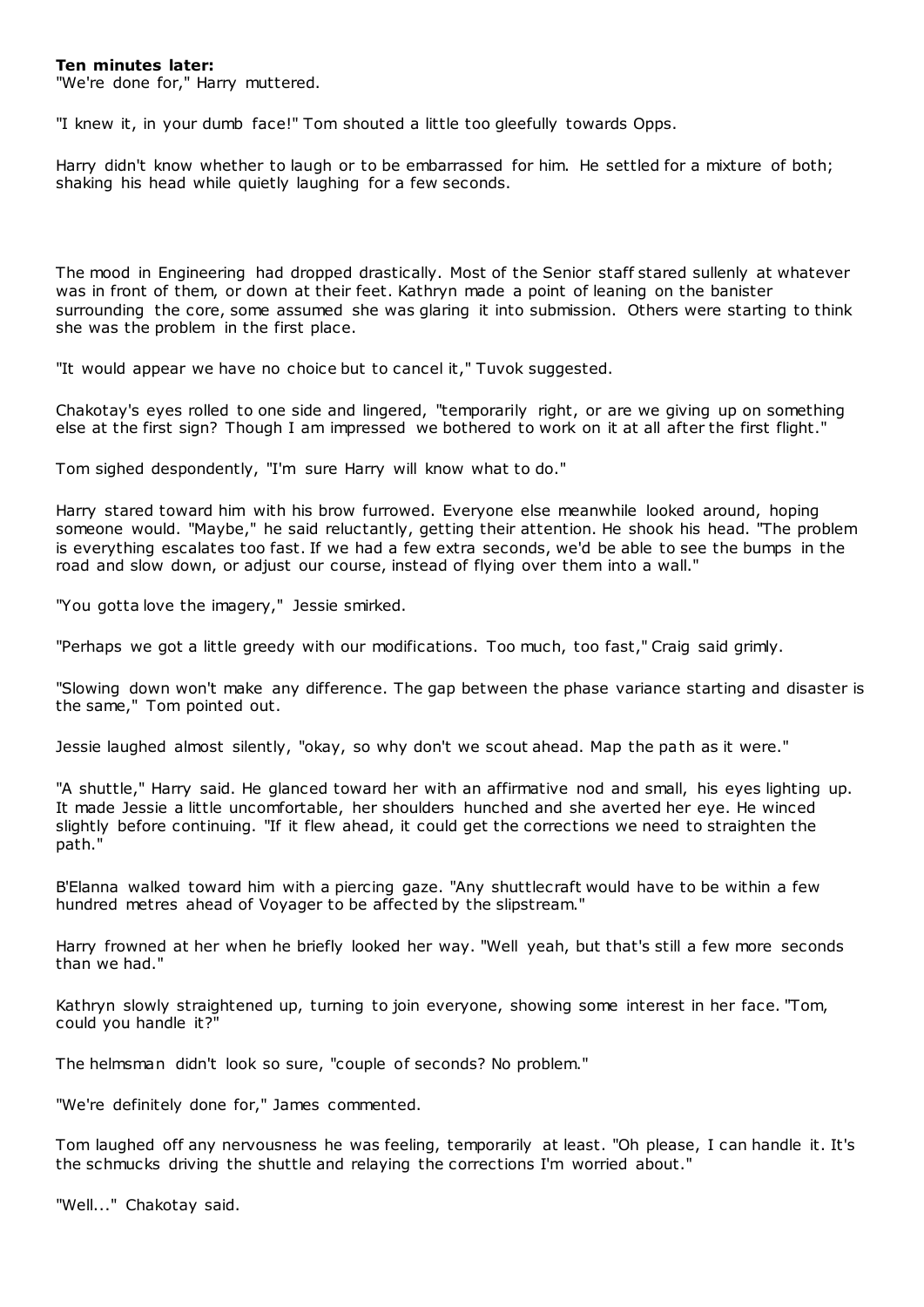**Ten minutes later:**

"We're done for," Harry muttered.

"I knew it, in your dumb face!" Tom shouted a little too gleefully towards Opps.

Harry didn't know whether to laugh or to be embarrassed for him. He settled for a mixture of both; shaking his head while quietly laughing for a few seconds.

The mood in Engineering had dropped drastically. Most of the Senior staff stared sullenly at whatever was in front of them, or down at their feet. Kathryn made a point of leaning on the banister surrounding the core, some assumed she was glaring it into submission. Others were starting to think she was the problem in the first place.

"It would appear we have no choice but to cancel it," Tuvok suggested.

Chakotay's eyes rolled to one side and lingered, "temporarily right, or are we giving up on something else at the first sign? Though I am impressed we bothered to work on it at all after the first flight."

Tom sighed despondently, "I'm sure Harry will know what to do."

Harry stared toward him with his brow furrowed. Everyone else meanwhile looked around, hoping someone would. "Maybe," he said reluctantly, getting their attention. He shook his head. "The problem is everything escalates too fast. If we had a few extra seconds, we'd be able to see the bumps in the road and slow down, or adjust our course, instead of flying over them into a wall."

"You gotta love the imagery," Jessie smirked.

"Perhaps we got a little greedy with our modifications. Too much, too fast," Craig said grimly.

"Slowing down won't make any difference. The gap between the phase variance starting and disaster is the same," Tom pointed out.

Jessie laughed almost silently, "okay, so why don't we scout ahead. Map the path as it were."

"A shuttle," Harry said. He glanced toward her with an affirmative nod and small, his eyes lighting up. It made Jessie a little uncomfortable, her shoulders hunched and she averted her eye. He winced slightly before continuing. "If it flew ahead, it could get the corrections we need to straighten the path."

B'Elanna walked toward him with a piercing gaze. "Any shuttlecraft would have to be within a few hundred metres ahead of Voyager to be affected by the slipstream."

Harry frowned at her when he briefly looked her way. "Well yeah, but that's still a few more seconds than we had."

Kathryn slowly straightened up, turning to join everyone, showing some interest in her face. "Tom, could you handle it?"

The helmsman didn't look so sure, "couple of seconds? No problem."

"We're definitely done for," James commented.

Tom laughed off any nervousness he was feeling, temporarily at least. "Oh please, I can handle it. It's the schmucks driving the shuttle and relaying the corrections I'm worried about."

"Well..." Chakotay said.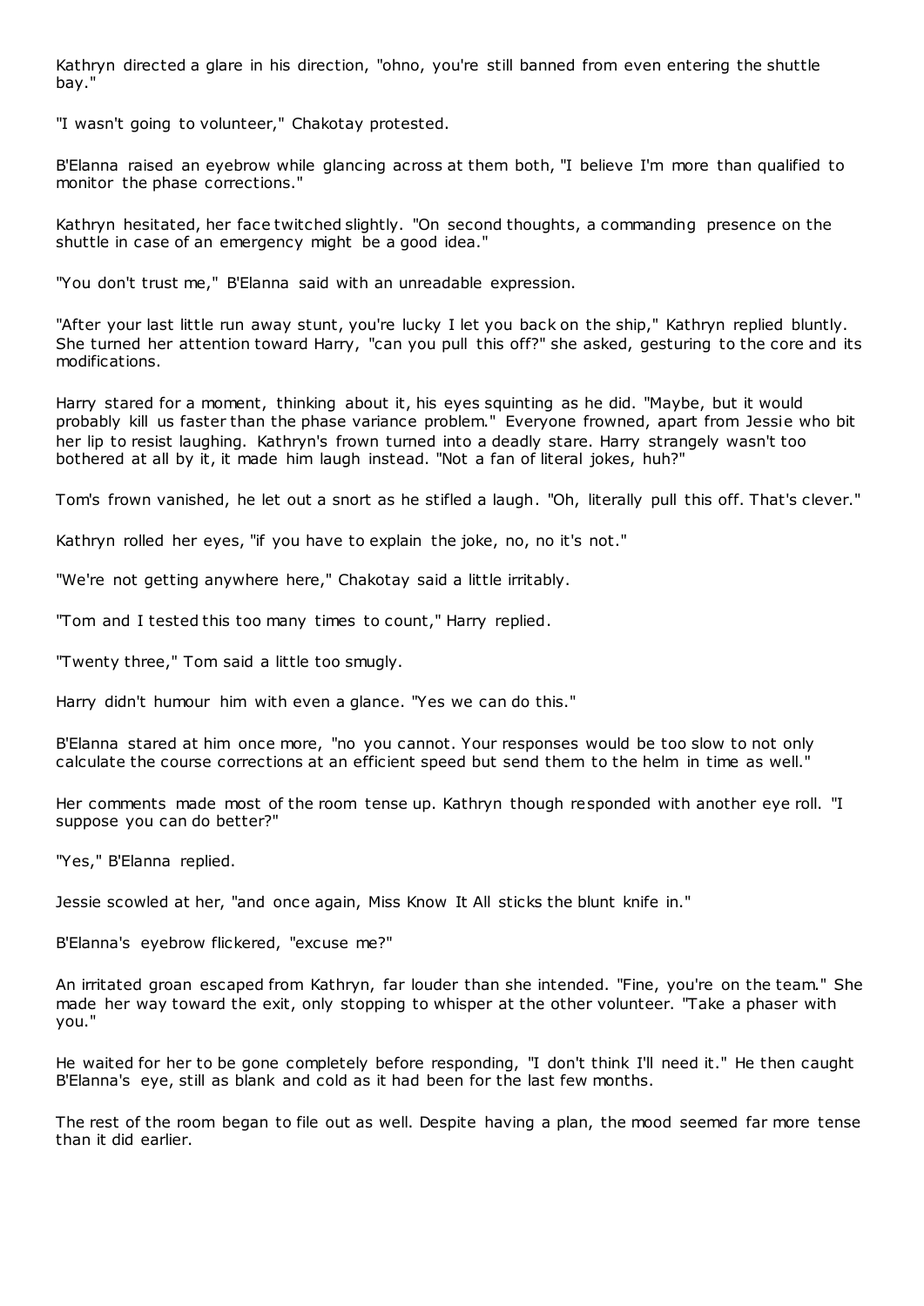Kathryn directed a glare in his direction, "ohno, you're still banned from even entering the shuttle bay."

"I wasn't going to volunteer," Chakotay protested.

B'Elanna raised an eyebrow while glancing across at them both, "I believe I'm more than qualified to monitor the phase corrections."

Kathryn hesitated, her face twitched slightly. "On second thoughts, a commanding presence on the shuttle in case of an emergency might be a good idea."

"You don't trust me," B'Elanna said with an unreadable expression.

"After your last little run away stunt, you're lucky I let you back on the ship," Kathryn replied bluntly. She turned her attention toward Harry, "can you pull this off?" she asked, gesturing to the core and its modifications.

Harry stared for a moment, thinking about it, his eyes squinting as he did. "Maybe, but it would probably kill us faster than the phase variance problem." Everyone frowned, apart from Jessie who bit her lip to resist laughing. Kathryn's frown turned into a deadly stare. Harry strangely wasn't too bothered at all by it, it made him laugh instead. "Not a fan of literal jokes, huh?"

Tom's frown vanished, he let out a snort as he stifled a laugh. "Oh, literally pull this off. That's clever."

Kathryn rolled her eyes, "if you have to explain the joke, no, no it's not."

"We're not getting anywhere here," Chakotay said a little irritably.

"Tom and I tested this too many times to count," Harry replied.

"Twenty three," Tom said a little too smugly.

Harry didn't humour him with even a glance. "Yes we can do this."

B'Elanna stared at him once more, "no you cannot. Your responses would be too slow to not only calculate the course corrections at an efficient speed but send them to the helm in time as well."

Her comments made most of the room tense up. Kathryn though responded with another eye roll. "I suppose you can do better?"

"Yes," B'Elanna replied.

Jessie scowled at her, "and once again, Miss Know It All sticks the blunt knife in."

B'Elanna's eyebrow flickered, "excuse me?"

An irritated groan escaped from Kathryn, far louder than she intended. "Fine, you're on the team." She made her way toward the exit, only stopping to whisper at the other volunteer. "Take a phaser with you."

He waited for her to be gone completely before responding, "I don't think I'll need it." He then caught B'Elanna's eye, still as blank and cold as it had been for the last few months.

The rest of the room began to file out as well. Despite having a plan, the mood seemed far more tense than it did earlier.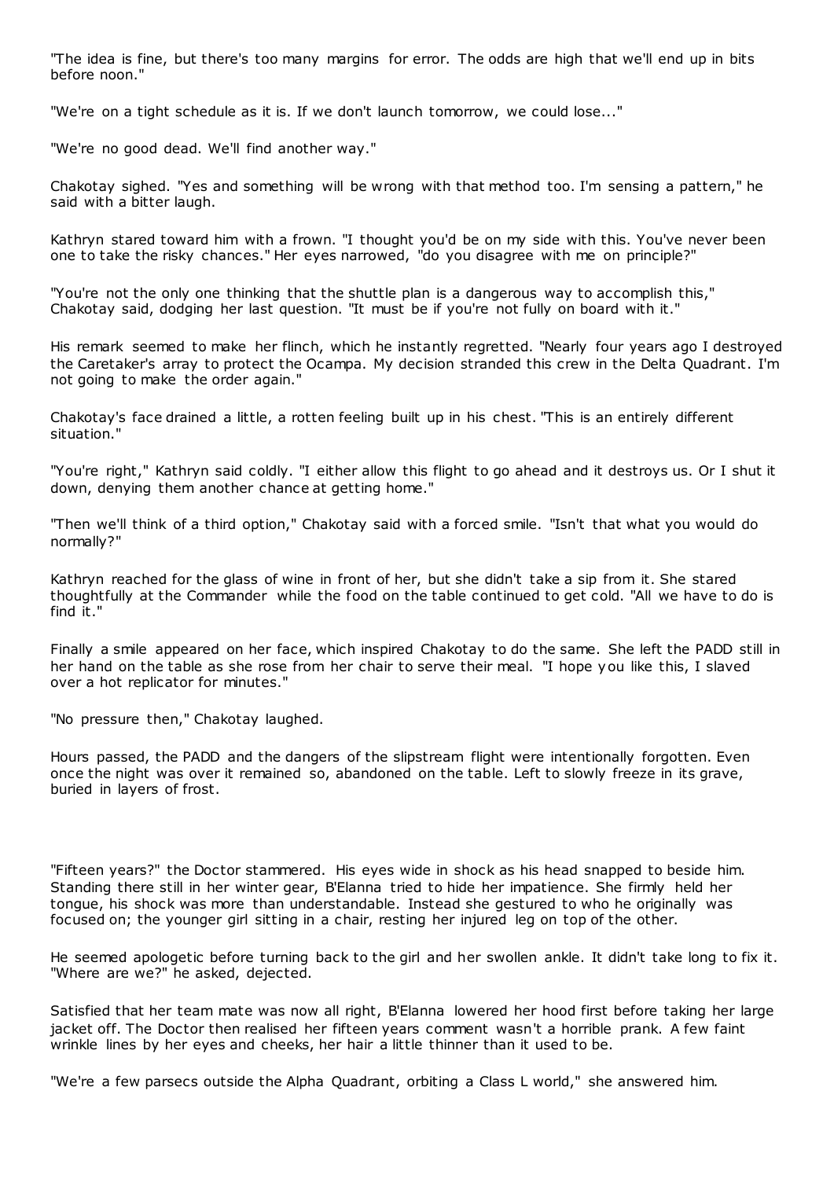"The idea is fine, but there's too many margins for error. The odds are high that we'll end up in bits before noon."

"We're on a tight schedule as it is. If we don't launch tomorrow, we could lose..."

"We're no good dead. We'll find another way."

Chakotay sighed. "Yes and something will be wrong with that method too. I'm sensing a pattern," he said with a bitter laugh.

Kathryn stared toward him with a frown. "I thought you'd be on my side with this. You've never been one to take the risky chances." Her eyes narrowed, "do you disagree with me on principle?"

"You're not the only one thinking that the shuttle plan is a dangerous way to accomplish this," Chakotay said, dodging her last question. "It must be if you're not fully on board with it."

His remark seemed to make her flinch, which he instantly regretted. "Nearly four years ago I destroyed the Caretaker's array to protect the Ocampa. My decision stranded this crew in the Delta Quadrant. I'm not going to make the order again."

Chakotay's face drained a little, a rotten feeling built up in his chest. "This is an entirely different situation."

"You're right," Kathryn said coldly. "I either allow this flight to go ahead and it destroys us. Or I shut it down, denying them another chance at getting home."

"Then we'll think of a third option," Chakotay said with a forced smile. "Isn't that what you would do normally?"

Kathryn reached for the glass of wine in front of her, but she didn't take a sip from it. She stared thoughtfully at the Commander while the food on the table continued to get cold. "All we have to do is find it."

Finally a smile appeared on her face, which inspired Chakotay to do the same. She left the PADD still in her hand on the table as she rose from her chair to serve their meal. "I hope you like this, I slaved over a hot replicator for minutes."

"No pressure then," Chakotay laughed.

Hours passed, the PADD and the dangers of the slipstream flight were intentionally forgotten. Even once the night was over it remained so, abandoned on the table. Left to slowly freeze in its grave, buried in layers of frost.

"Fifteen years?" the Doctor stammered. His eyes wide in shock as his head snapped to beside him. Standing there still in her winter gear, B'Elanna tried to hide her impatience. She firmly held her tongue, his shock was more than understandable. Instead she gestured to who he originally was focused on; the younger girl sitting in a chair, resting her injured leg on top of the other.

He seemed apologetic before turning back to the girl and her swollen ankle. It didn't take long to fix it. "Where are we?" he asked, dejected.

Satisfied that her team mate was now all right, B'Elanna lowered her hood first before taking her large jacket off. The Doctor then realised her fifteen years comment wasn't a horrible prank. A few faint wrinkle lines by her eyes and cheeks, her hair a little thinner than it used to be.

"We're a few parsecs outside the Alpha Quadrant, orbiting a Class L world," she answered him.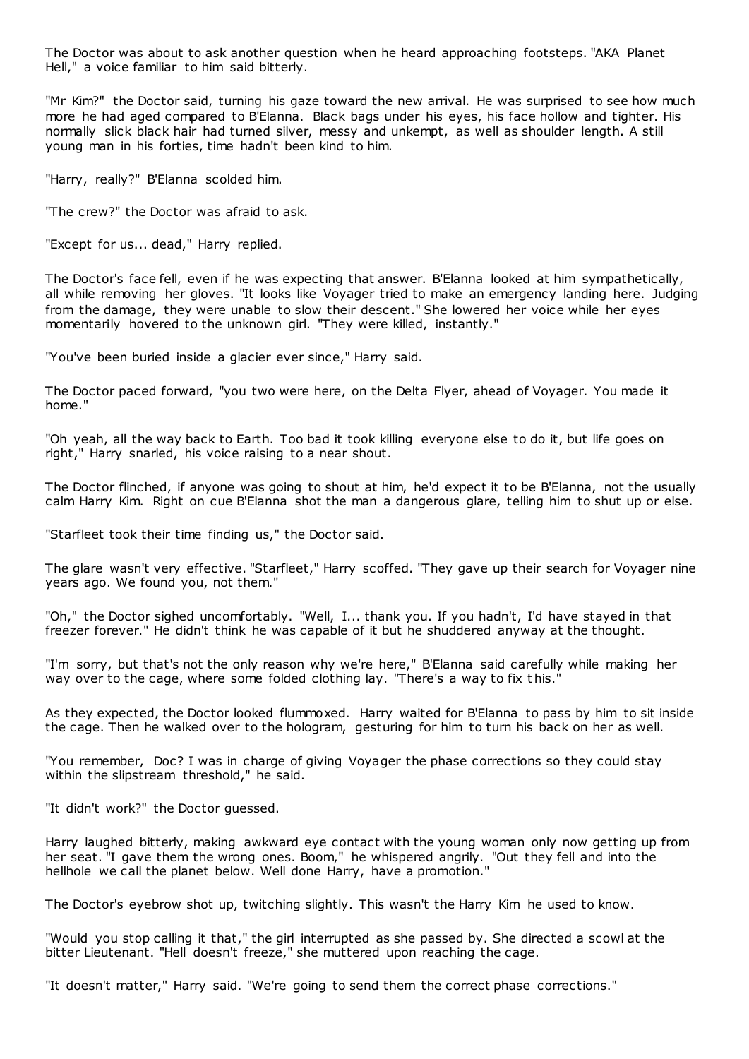The Doctor was about to ask another question when he heard approaching footsteps. "AKA Planet Hell," a voice familiar to him said bitterly.

"Mr Kim?" the Doctor said, turning his gaze toward the new arrival. He was surprised to see how much more he had aged compared to B'Elanna. Black bags under his eyes, his face hollow and tighter. His normally slick black hair had turned silver, messy and unkempt, as well as shoulder length. A still young man in his forties, time hadn't been kind to him.

"Harry, really?" B'Elanna scolded him.

"The crew?" the Doctor was afraid to ask.

"Except for us... dead," Harry replied.

The Doctor's face fell, even if he was expecting that answer. B'Elanna looked at him sympathetically, all while removing her gloves. "It looks like Voyager tried to make an emergency landing here. Judging from the damage, they were unable to slow their descent." She lowered her voice while her eyes momentarily hovered to the unknown girl. "They were killed, instantly."

"You've been buried inside a glacier ever since," Harry said.

The Doctor paced forward, "you two were here, on the Delta Flyer, ahead of Voyager. You made it home."

"Oh yeah, all the way back to Earth. Too bad it took killing everyone else to do it, but life goes on right," Harry snarled, his voice raising to a near shout.

The Doctor flinched, if anyone was going to shout at him, he'd expect it to be B'Elanna, not the usually calm Harry Kim. Right on cue B'Elanna shot the man a dangerous glare, telling him to shut up or else.

"Starfleet took their time finding us," the Doctor said.

The glare wasn't very effective. "Starfleet," Harry scoffed. "They gave up their search for Voyager nine years ago. We found you, not them."

"Oh," the Doctor sighed uncomfortably. "Well, I... thank you. If you hadn't, I'd have stayed in that freezer forever." He didn't think he was capable of it but he shuddered anyway at the thought.

"I'm sorry, but that's not the only reason why we're here," B'Elanna said carefully while making her way over to the cage, where some folded clothing lay. "There's a way to fix this."

As they expected, the Doctor looked flummoxed. Harry waited for B'Elanna to pass by him to sit inside the cage. Then he walked over to the hologram, gesturing for him to turn his back on her as well.

"You remember, Doc? I was in charge of giving Voyager the phase corrections so they could stay within the slipstream threshold," he said.

"It didn't work?" the Doctor guessed.

Harry laughed bitterly, making awkward eye contact with the young woman only now getting up from her seat. "I gave them the wrong ones. Boom," he whispered angrily. "Out they fell and into the hellhole we call the planet below. Well done Harry, have a promotion."

The Doctor's eyebrow shot up, twitching slightly. This wasn't the Harry Kim he used to know.

"Would you stop calling it that," the girl interrupted as she passed by. She directed a scowl at the bitter Lieutenant. "Hell doesn't freeze," she muttered upon reaching the cage.

"It doesn't matter," Harry said. "We're going to send them the correct phase corrections."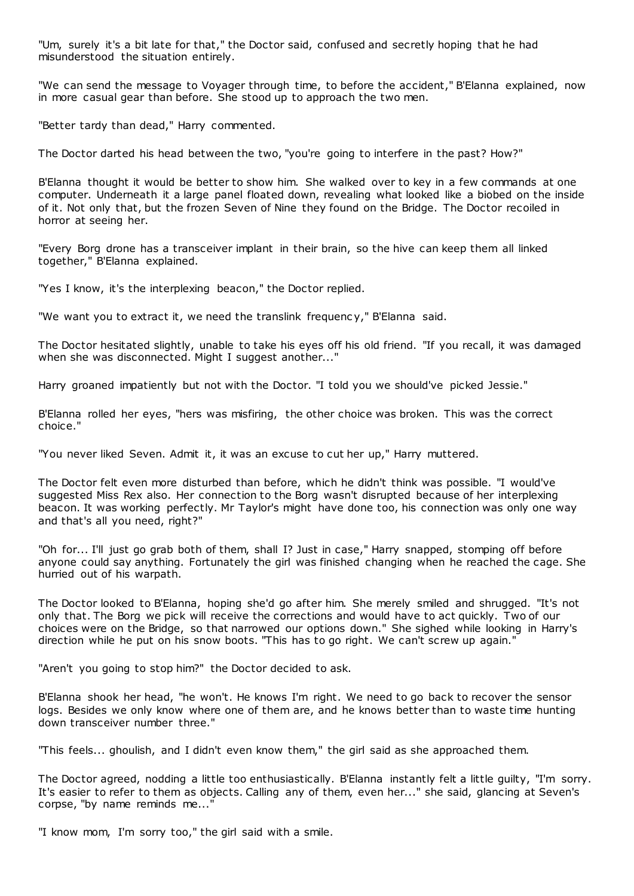"Um, surely it's a bit late for that," the Doctor said, confused and secretly hoping that he had misunderstood the situation entirely.

"We can send the message to Voyager through time, to before the accident," B'Elanna explained, now in more casual gear than before. She stood up to approach the two men.

"Better tardy than dead," Harry commented.

The Doctor darted his head between the two, "you're going to interfere in the past? How?"

B'Elanna thought it would be better to show him. She walked over to key in a few commands at one computer. Underneath it a large panel floated down, revealing what looked like a biobed on the inside of it. Not only that, but the frozen Seven of Nine they found on the Bridge. The Doctor recoiled in horror at seeing her.

"Every Borg drone has a transceiver implant in their brain, so the hive can keep them all linked together," B'Elanna explained.

"Yes I know, it's the interplexing beacon," the Doctor replied.

"We want you to extract it, we need the translink frequency," B'Elanna said.

The Doctor hesitated slightly, unable to take his eyes off his old friend. "If you recall, it was damaged when she was disconnected. Might I suggest another..."

Harry groaned impatiently but not with the Doctor. "I told you we should've picked Jessie."

B'Elanna rolled her eyes, "hers was misfiring, the other choice was broken. This was the correct choice."

"You never liked Seven. Admit it, it was an excuse to cut her up," Harry muttered.

The Doctor felt even more disturbed than before, which he didn't think was possible. "I would've suggested Miss Rex also. Her connection to the Borg wasn't disrupted because of her interplexing beacon. It was working perfectly. Mr Taylor's might have done too, his connection was only one way and that's all you need, right?"

"Oh for... I'll just go grab both of them, shall I? Just in case," Harry snapped, stomping off before anyone could say anything. Fortunately the girl was finished changing when he reached the cage. She hurried out of his warpath.

The Doctor looked to B'Elanna, hoping she'd go after him. She merely smiled and shrugged. "It's not only that. The Borg we pick will receive the corrections and would have to act quickly. Two of our choices were on the Bridge, so that narrowed our options down." She sighed while looking in Harry's direction while he put on his snow boots. "This has to go right. We can't screw up again."

"Aren't you going to stop him?" the Doctor decided to ask.

B'Elanna shook her head, "he won't. He knows I'm right. We need to go back to recover the sensor logs. Besides we only know where one of them are, and he knows better than to waste time hunting down transceiver number three."

"This feels... ghoulish, and I didn't even know them," the girl said as she approached them.

The Doctor agreed, nodding a little too enthusiastically. B'Elanna instantly felt a little guilty, "I'm sorry. It's easier to refer to them as objects. Calling any of them, even her..." she said, glancing at Seven's corpse, "by name reminds me..."

"I know mom, I'm sorry too," the girl said with a smile.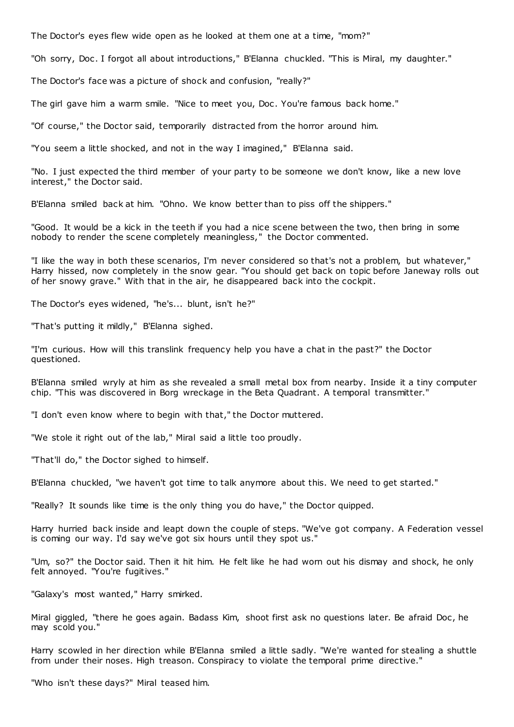The Doctor's eyes flew wide open as he looked at them one at a time, "mom?"

"Oh sorry, Doc. I forgot all about introductions," B'Elanna chuckled. "This is Miral, my daughter."

The Doctor's face was a picture of shock and confusion, "really?"

The girl gave him a warm smile. "Nice to meet you, Doc. You're famous back home."

"Of course," the Doctor said, temporarily distracted from the horror around him.

"You seem a little shocked, and not in the way I imagined," B'Elanna said.

"No. I just expected the third member of your party to be someone we don't know, like a new love interest," the Doctor said.

B'Elanna smiled back at him. "Ohno. We know better than to piss off the shippers."

"Good. It would be a kick in the teeth if you had a nice scene between the two, then bring in some nobody to render the scene completely meaningless," the Doctor commented.

"I like the way in both these scenarios, I'm never considered so that's not a problem, but whatever," Harry hissed, now completely in the snow gear. "You should get back on topic before Janeway rolls out of her snowy grave." With that in the air, he disappeared back into the cockpit.

The Doctor's eyes widened, "he's... blunt, isn't he?"

"That's putting it mildly," B'Elanna sighed.

"I'm curious. How will this translink frequency help you have a chat in the past?" the Doctor questioned.

B'Elanna smiled wryly at him as she revealed a small metal box from nearby. Inside it a tiny computer chip. "This was discovered in Borg wreckage in the Beta Quadrant. A temporal transmitter."

"I don't even know where to begin with that," the Doctor muttered.

"We stole it right out of the lab," Miral said a little too proudly.

"That'll do," the Doctor sighed to himself.

B'Elanna chuckled, "we haven't got time to talk anymore about this. We need to get started."

"Really? It sounds like time is the only thing you do have," the Doctor quipped.

Harry hurried back inside and leapt down the couple of steps. "We've got company. A Federation vessel is coming our way. I'd say we've got six hours until they spot us."

"Um, so?" the Doctor said. Then it hit him. He felt like he had worn out his dismay and shock, he only felt annoyed. "You're fugitives."

"Galaxy's most wanted," Harry smirked.

Miral giggled, "there he goes again. Badass Kim, shoot first ask no questions later. Be afraid Doc, he may scold you."

Harry scowled in her direction while B'Elanna smiled a little sadly. "We're wanted for stealing a shuttle from under their noses. High treason. Conspiracy to violate the temporal prime directive."

"Who isn't these days?" Miral teased him.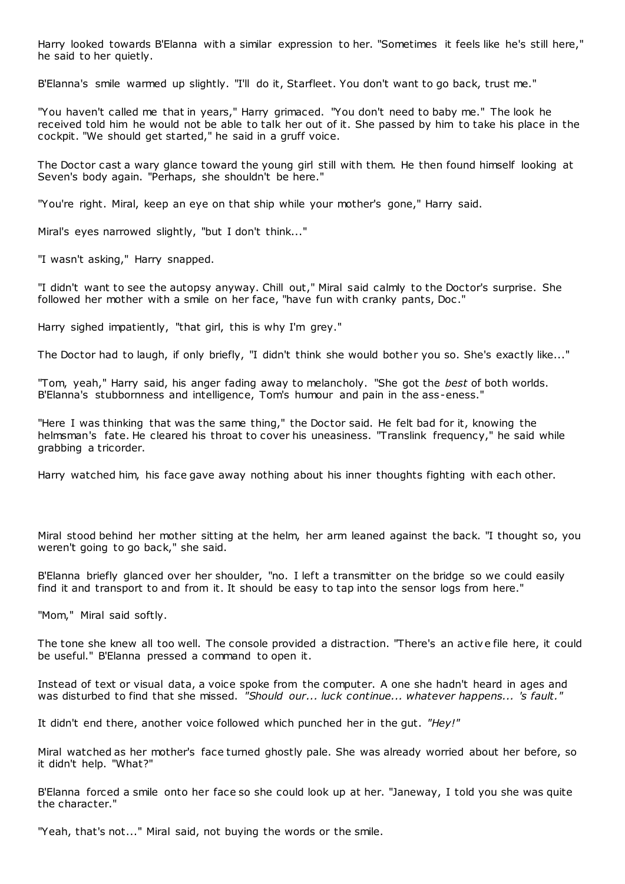Harry looked towards B'Elanna with a similar expression to her. "Sometimes it feels like he's still here," he said to her quietly.

B'Elanna's smile warmed up slightly. "I'll do it, Starfleet. You don't want to go back, trust me."

"You haven't called me that in years," Harry grimaced. "You don't need to baby me." The look he received told him he would not be able to talk her out of it. She passed by him to take his place in the cockpit. "We should get started," he said in a gruff voice.

The Doctor cast a wary glance toward the young girl still with them. He then found himself looking at Seven's body again. "Perhaps, she shouldn't be here."

"You're right. Miral, keep an eye on that ship while your mother's gone," Harry said.

Miral's eyes narrowed slightly, "but I don't think..."

"I wasn't asking," Harry snapped.

"I didn't want to see the autopsy anyway. Chill out," Miral said calmly to the Doctor's surprise. She followed her mother with a smile on her face, "have fun with cranky pants, Doc."

Harry sighed impatiently, "that girl, this is why I'm grey."

The Doctor had to laugh, if only briefly, "I didn't think she would bother you so. She's exactly like..."

"Tom, yeah," Harry said, his anger fading away to melancholy. "She got the *best* of both worlds. B'Elanna's stubbornness and intelligence, Tom's humour and pain in the ass-eness."

"Here I was thinking that was the same thing," the Doctor said. He felt bad for it, knowing the helmsman's fate. He cleared his throat to cover his uneasiness. "Translink frequency," he said while grabbing a tricorder.

Harry watched him, his face gave away nothing about his inner thoughts fighting with each other.

Miral stood behind her mother sitting at the helm, her arm leaned against the back. "I thought so, you weren't going to go back," she said.

B'Elanna briefly glanced over her shoulder, "no. I left a transmitter on the bridge so we could easily find it and transport to and from it. It should be easy to tap into the sensor logs from here."

"Mom," Miral said softly.

The tone she knew all too well. The console provided a distraction. "There's an active file here, it could be useful." B'Elanna pressed a command to open it.

Instead of text or visual data, a voice spoke from the computer. A one she hadn't heard in ages and was disturbed to find that she missed. *"Should our... luck continue... whatever happens... 's fault."*

It didn't end there, another voice followed which punched her in the gut. *"Hey!"*

Miral watched as her mother's face turned ghostly pale. She was already worried about her before, so it didn't help. "What?"

B'Elanna forced a smile onto her face so she could look up at her. "Janeway, I told you she was quite the character."

"Yeah, that's not..." Miral said, not buying the words or the smile.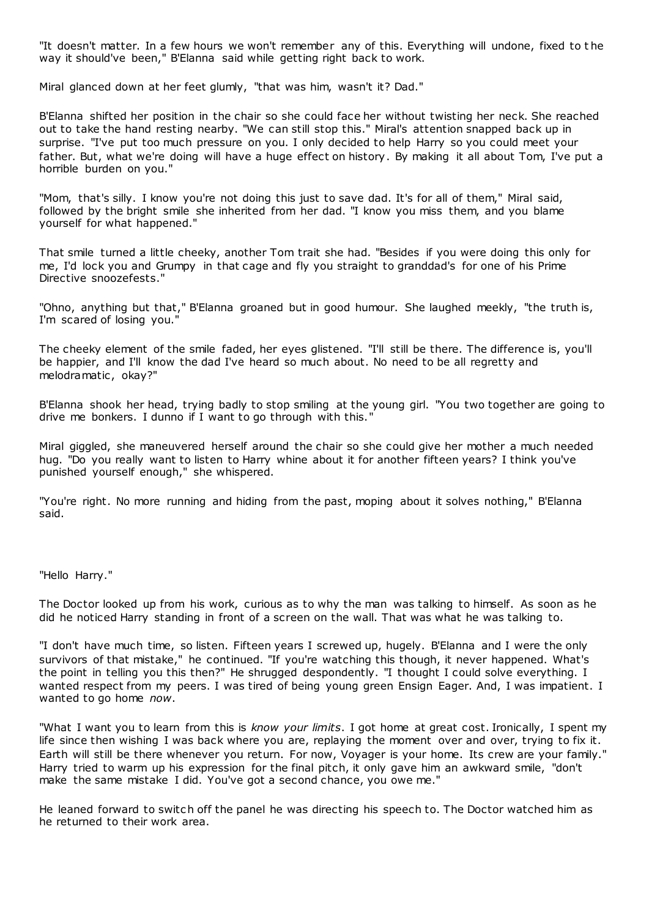"It doesn't matter. In a few hours we won't remember any of this. Everything will undone, fixed to the way it should've been," B'Elanna said while getting right back to work.

Miral glanced down at her feet glumly, "that was him, wasn't it? Dad."

B'Elanna shifted her position in the chair so she could face her without twisting her neck. She reached out to take the hand resting nearby. "We can still stop this." Miral's attention snapped back up in surprise. "I've put too much pressure on you. I only decided to help Harry so you could meet your father. But, what we're doing will have a huge effect on history. By making it all about Tom, I've put a horrible burden on you."

"Mom, that's silly. I know you're not doing this just to save dad. It's for all of them," Miral said, followed by the bright smile she inherited from her dad. "I know you miss them, and you blame yourself for what happened."

That smile turned a little cheeky, another Tom trait she had. "Besides if you were doing this only for me, I'd lock you and Grumpy in that cage and fly you straight to granddad's for one of his Prime Directive snoozefests."

"Ohno, anything but that," B'Elanna groaned but in good humour. She laughed meekly, "the truth is, I'm scared of losing you."

The cheeky element of the smile faded, her eyes glistened. "I'll still be there. The difference is, you'll be happier, and I'll know the dad I've heard so much about. No need to be all regretty and melodramatic, okay?"

B'Elanna shook her head, trying badly to stop smiling at the young girl. "You two together are going to drive me bonkers. I dunno if I want to go through with this."

Miral giggled, she maneuvered herself around the chair so she could give her mother a much needed hug. "Do you really want to listen to Harry whine about it for another fifteen years? I think you've punished yourself enough," she whispered.

"You're right. No more running and hiding from the past, moping about it solves nothing," B'Elanna said.

"Hello Harry."

The Doctor looked up from his work, curious as to why the man was talking to himself. As soon as he did he noticed Harry standing in front of a screen on the wall. That was what he was talking to.

"I don't have much time, so listen. Fifteen years I screwed up, hugely. B'Elanna and I were the only survivors of that mistake," he continued. "If you're watching this though, it never happened. What's the point in telling you this then?" He shrugged despondently. "I thought I could solve everything. I wanted respect from my peers. I was tired of being young green Ensign Eager. And, I was impatient. I wanted to go home *now*.

"What I want you to learn from this is *know your limits*. I got home at great cost. Ironically, I spent my life since then wishing I was back where you are, replaying the moment over and over, trying to fix it. Earth will still be there whenever you return. For now, Voyager is your home. Its crew are your family." Harry tried to warm up his expression for the final pitch, it only gave him an awkward smile, "don't make the same mistake I did. You've got a second chance, you owe me."

He leaned forward to switch off the panel he was directing his speech to. The Doctor watched him as he returned to their work area.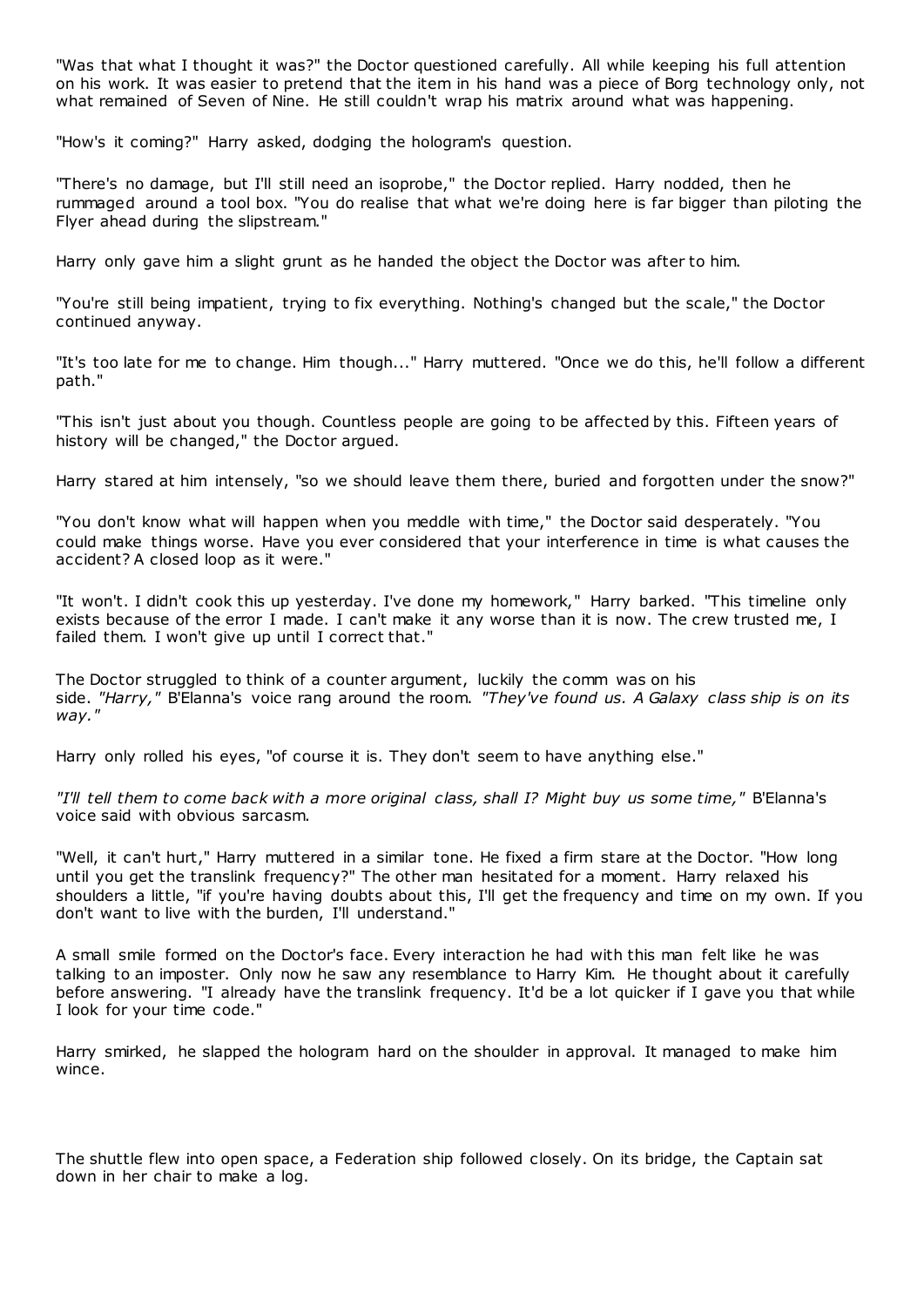"Was that what I thought it was?" the Doctor questioned carefully. All while keeping his full attention on his work. It was easier to pretend that the item in his hand was a piece of Borg technology only, not what remained of Seven of Nine. He still couldn't wrap his matrix around what was happening.

"How's it coming?" Harry asked, dodging the hologram's question.

"There's no damage, but I'll still need an isoprobe," the Doctor replied. Harry nodded, then he rummaged around a tool box. "You do realise that what we're doing here is far bigger than piloting the Flyer ahead during the slipstream."

Harry only gave him a slight grunt as he handed the object the Doctor was after to him.

"You're still being impatient, trying to fix everything. Nothing's changed but the scale," the Doctor continued anyway.

"It's too late for me to change. Him though..." Harry muttered. "Once we do this, he'll follow a different path."

"This isn't just about you though. Countless people are going to be affected by this. Fifteen years of history will be changed," the Doctor argued.

Harry stared at him intensely, "so we should leave them there, buried and forgotten under the snow?"

"You don't know what will happen when you meddle with time," the Doctor said desperately. "You could make things worse. Have you ever considered that your interference in time is what causes the accident? A closed loop as it were."

"It won't. I didn't cook this up yesterday. I've done my homework," Harry barked. "This timeline only exists because of the error I made. I can't make it any worse than it is now. The crew trusted me, I failed them. I won't give up until I correct that."

The Doctor struggled to think of a counter argument, luckily the comm was on his side. *"Harry,"* B'Elanna's voice rang around the room. *"They've found us. A Galaxy class ship is on its way."*

Harry only rolled his eyes, "of course it is. They don't seem to have anything else."

*"I'll tell them to come back with a more original class, shall I? Might buy us some time,"* B'Elanna's voice said with obvious sarcasm.

"Well, it can't hurt," Harry muttered in a similar tone. He fixed a firm stare at the Doctor. "How long until you get the translink frequency?" The other man hesitated for a moment. Harry relaxed his shoulders a little, "if you're having doubts about this, I'll get the frequency and time on my own. If you don't want to live with the burden, I'll understand."

A small smile formed on the Doctor's face. Every interaction he had with this man felt like he was talking to an imposter. Only now he saw any resemblance to Harry Kim. He thought about it carefully before answering. "I already have the translink frequency. It'd be a lot quicker if I gave you that while I look for your time code."

Harry smirked, he slapped the hologram hard on the shoulder in approval. It managed to make him wince.

The shuttle flew into open space, a Federation ship followed closely. On its bridge, the Captain sat down in her chair to make a log.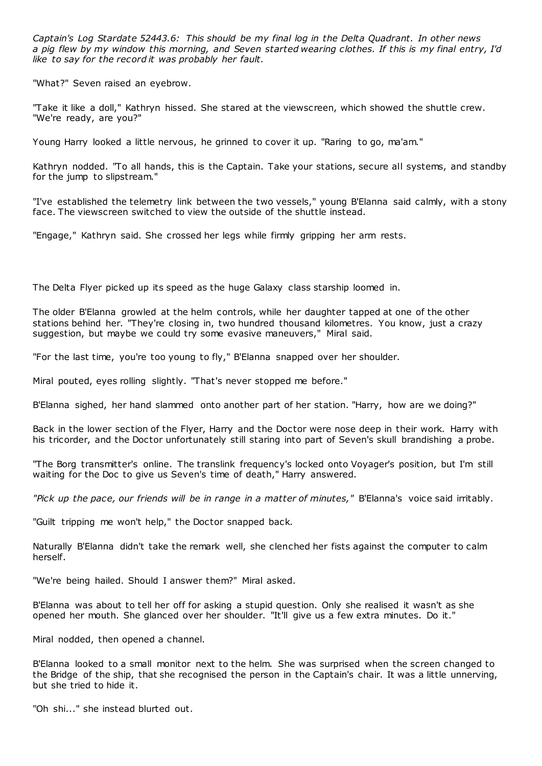*Captain's Log Stardate 52443.6: This should be my final log in the Delta Quadrant. In other news a pig flew by my window this morning, and Seven started wearing clothes. If this is my final entry, I'd like to say for the record it was probably her fault.*

"What?" Seven raised an eyebrow.

"Take it like a doll," Kathryn hissed. She stared at the viewscreen, which showed the shuttle crew. "We're ready, are you?"

Young Harry looked a little nervous, he grinned to cover it up. "Raring to go, ma'am."

Kathryn nodded. "To all hands, this is the Captain. Take your stations, secure all systems, and standby for the jump to slipstream."

"I've established the telemetry link between the two vessels," young B'Elanna said calmly, with a stony face. The viewscreen switched to view the outside of the shuttle instead.

"Engage," Kathryn said. She crossed her legs while firmly gripping her arm rests.

The Delta Flyer picked up its speed as the huge Galaxy class starship loomed in.

The older B'Elanna growled at the helm controls, while her daughter tapped at one of the other stations behind her. "They're closing in, two hundred thousand kilometres. You know, just a crazy suggestion, but maybe we could try some evasive maneuvers," Miral said.

"For the last time, you're too young to fly," B'Elanna snapped over her shoulder.

Miral pouted, eyes rolling slightly. "That's never stopped me before."

B'Elanna sighed, her hand slammed onto another part of her station. "Harry, how are we doing?"

Back in the lower section of the Flyer, Harry and the Doctor were nose deep in their work. Harry with his tricorder, and the Doctor unfortunately still staring into part of Seven's skull brandishing a probe.

"The Borg transmitter's online. The translink frequency's locked onto Voyager's position, but I'm still waiting for the Doc to give us Seven's time of death," Harry answered.

*"Pick up the pace, our friends will be in range in a matter of minutes,"* B'Elanna's voice said irritably.

"Guilt tripping me won't help," the Doctor snapped back.

Naturally B'Elanna didn't take the remark well, she clenched her fists against the computer to calm herself.

"We're being hailed. Should I answer them?" Miral asked.

B'Elanna was about to tell her off for asking a stupid question. Only she realised it wasn't as she opened her mouth. She glanced over her shoulder. "It'll give us a few extra minutes. Do it."

Miral nodded, then opened a channel.

B'Elanna looked to a small monitor next to the helm. She was surprised when the screen changed to the Bridge of the ship, that she recognised the person in the Captain's chair. It was a little unnerving, but she tried to hide it.

"Oh shi..." she instead blurted out.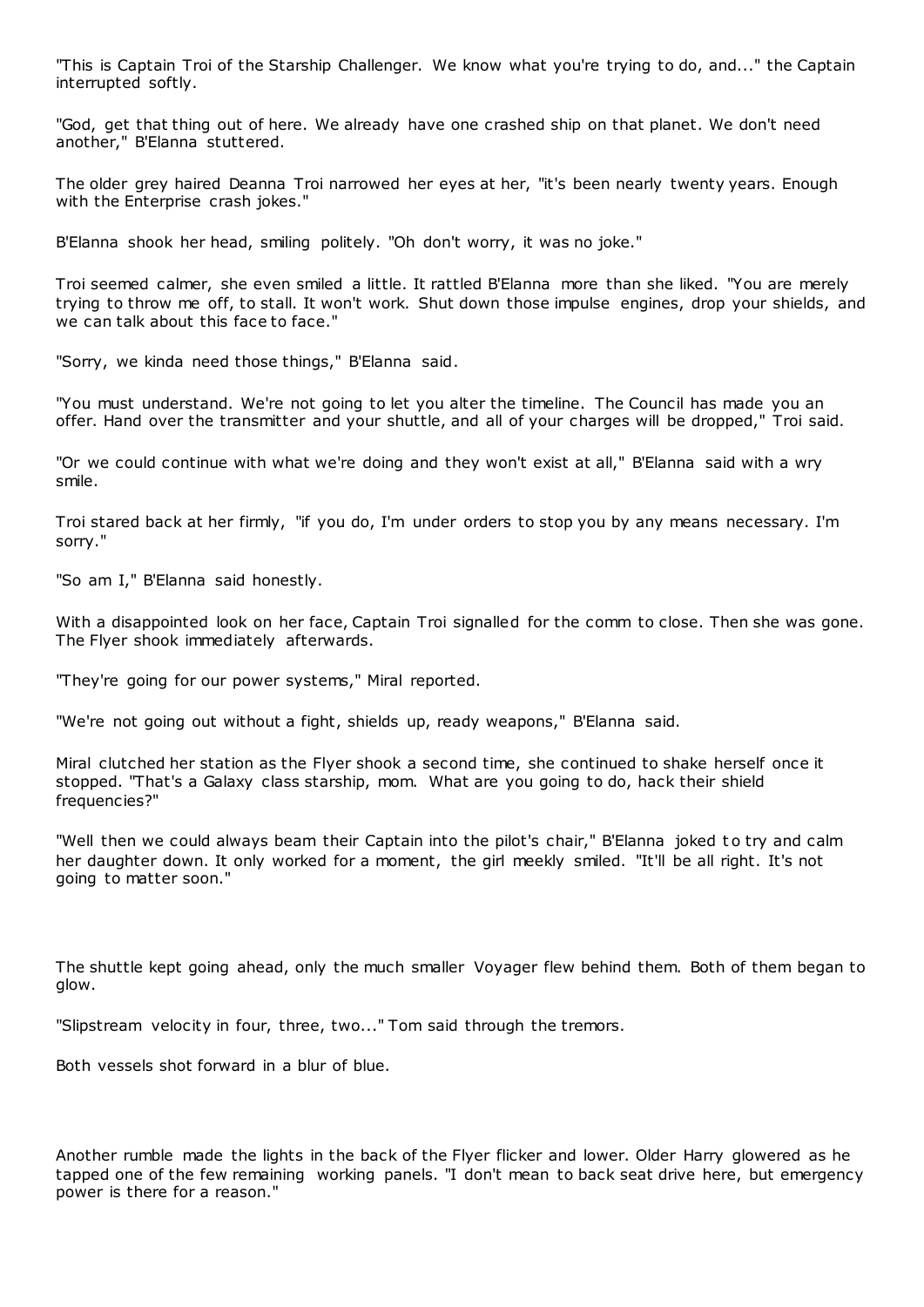"This is Captain Troi of the Starship Challenger. We know what you're trying to do, and..." the Captain interrupted softly.

"God, get that thing out of here. We already have one crashed ship on that planet. We don't need another," B'Elanna stuttered.

The older grey haired Deanna Troi narrowed her eyes at her, "it's been nearly twenty years. Enough with the Enterprise crash jokes."

B'Elanna shook her head, smiling politely. "Oh don't worry, it was no joke."

Troi seemed calmer, she even smiled a little. It rattled B'Elanna more than she liked. "You are merely trying to throw me off, to stall. It won't work. Shut down those impulse engines, drop your shields, and we can talk about this face to face."

"Sorry, we kinda need those things," B'Elanna said.

"You must understand. We're not going to let you alter the timeline. The Council has made you an offer. Hand over the transmitter and your shuttle, and all of your charges will be dropped," Troi said.

"Or we could continue with what we're doing and they won't exist at all," B'Elanna said with a wry smile.

Troi stared back at her firmly, "if you do, I'm under orders to stop you by any means necessary. I'm sorry."

"So am I," B'Elanna said honestly.

With a disappointed look on her face, Captain Troi signalled for the comm to close. Then she was gone. The Flyer shook immediately afterwards.

"They're going for our power systems," Miral reported.

"We're not going out without a fight, shields up, ready weapons," B'Elanna said.

Miral clutched her station as the Flyer shook a second time, she continued to shake herself once it stopped. "That's a Galaxy class starship, mom. What are you going to do, hack their shield frequencies?"

"Well then we could always beam their Captain into the pilot's chair," B'Elanna joked to try and calm her daughter down. It only worked for a moment, the girl meekly smiled. "It'll be all right. It's not going to matter soon."

The shuttle kept going ahead, only the much smaller Voyager flew behind them. Both of them began to glow.

"Slipstream velocity in four, three, two..." Tom said through the tremors.

Both vessels shot forward in a blur of blue.

Another rumble made the lights in the back of the Flyer flicker and lower. Older Harry glowered as he tapped one of the few remaining working panels. "I don't mean to back seat drive here, but emergency power is there for a reason."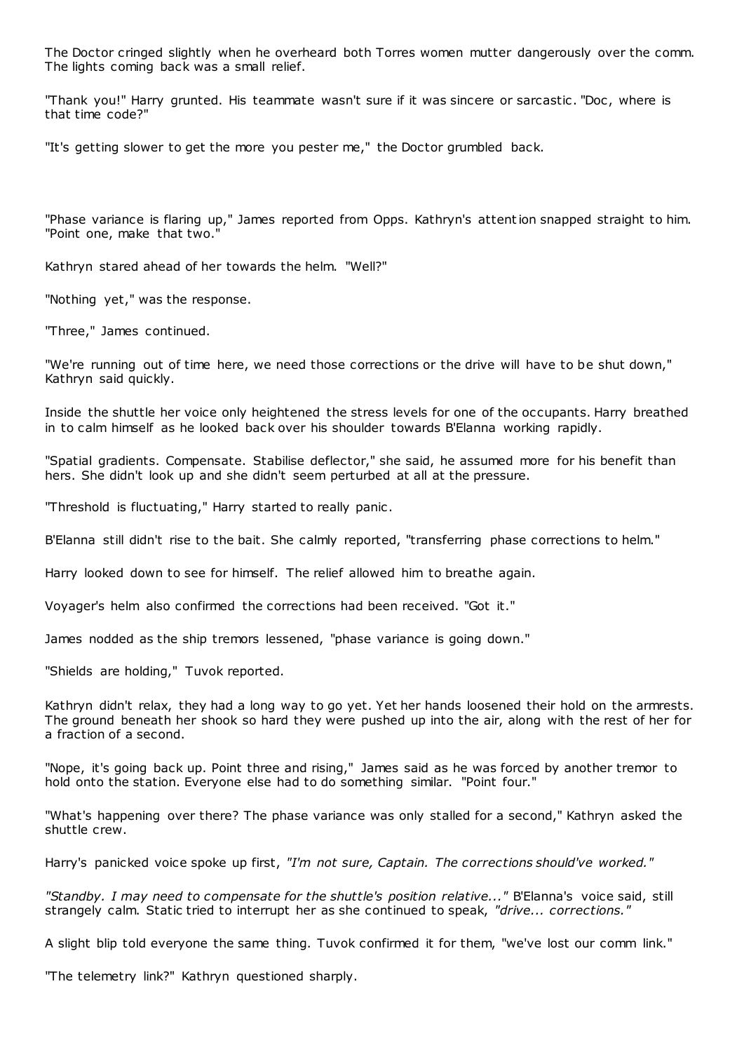The Doctor cringed slightly when he overheard both Torres women mutter dangerously over the comm. The lights coming back was a small relief.

"Thank you!" Harry grunted. His teammate wasn't sure if it was sincere or sarcastic. "Doc, where is that time code?"

"It's getting slower to get the more you pester me," the Doctor grumbled back.

"Phase variance is flaring up," James reported from Opps. Kathryn's attention snapped straight to him. "Point one, make that two."

Kathryn stared ahead of her towards the helm. "Well?"

"Nothing yet," was the response.

"Three," James continued.

"We're running out of time here, we need those corrections or the drive will have to be shut down," Kathryn said quickly.

Inside the shuttle her voice only heightened the stress levels for one of the occupants. Harry breathed in to calm himself as he looked back over his shoulder towards B'Elanna working rapidly.

"Spatial gradients. Compensate. Stabilise deflector," she said, he assumed more for his benefit than hers. She didn't look up and she didn't seem perturbed at all at the pressure.

"Threshold is fluctuating," Harry started to really panic.

B'Elanna still didn't rise to the bait. She calmly reported, "transferring phase corrections to helm."

Harry looked down to see for himself. The relief allowed him to breathe again.

Voyager's helm also confirmed the corrections had been received. "Got it."

James nodded as the ship tremors lessened, "phase variance is going down."

"Shields are holding," Tuvok reported.

Kathryn didn't relax, they had a long way to go yet. Yet her hands loosened their hold on the armrests. The ground beneath her shook so hard they were pushed up into the air, along with the rest of her for a fraction of a second.

"Nope, it's going back up. Point three and rising," James said as he was forced by another tremor to hold onto the station. Everyone else had to do something similar. "Point four."

"What's happening over there? The phase variance was only stalled for a second," Kathryn asked the shuttle crew.

Harry's panicked voice spoke up first, *"I'm not sure, Captain. The corrections should've worked."*

*"Standby. I may need to compensate for the shuttle's position relative..."* B'Elanna's voice said, still strangely calm. Static tried to interrupt her as she continued to speak, *"drive... corrections."*

A slight blip told everyone the same thing. Tuvok confirmed it for them, "we've lost our comm link."

"The telemetry link?" Kathryn questioned sharply.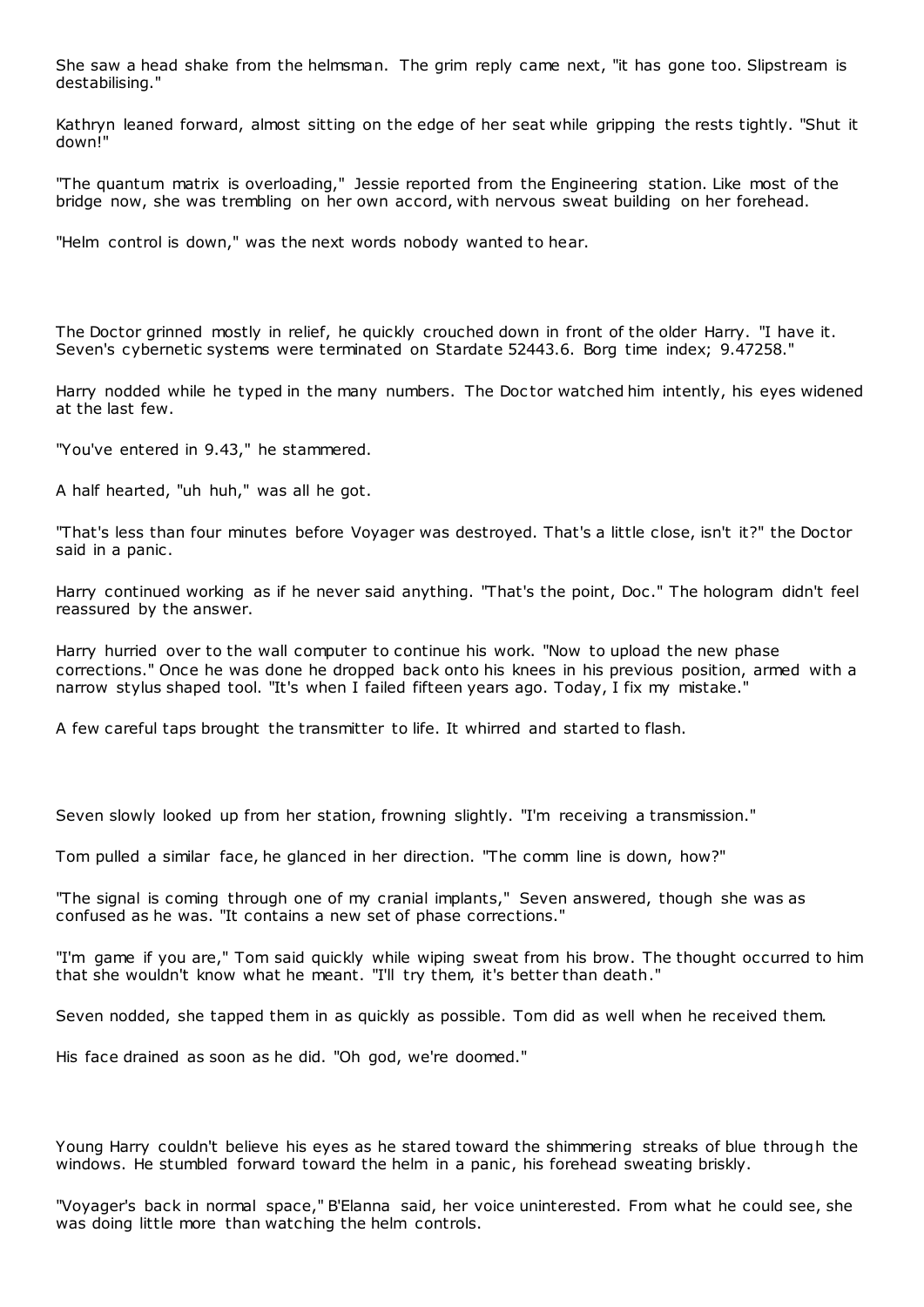She saw a head shake from the helmsman. The grim reply came next, "it has gone too. Slipstream is destabilising."

Kathryn leaned forward, almost sitting on the edge of her seat while gripping the rests tightly. "Shut it down!"

"The quantum matrix is overloading," Jessie reported from the Engineering station. Like most of the bridge now, she was trembling on her own accord, with nervous sweat building on her forehead.

"Helm control is down," was the next words nobody wanted to hear.

The Doctor grinned mostly in relief, he quickly crouched down in front of the older Harry. "I have it. Seven's cybernetic systems were terminated on Stardate 52443.6. Borg time index; 9.47258."

Harry nodded while he typed in the many numbers. The Doctor watched him intently, his eyes widened at the last few.

"You've entered in 9.43," he stammered.

A half hearted, "uh huh," was all he got.

"That's less than four minutes before Voyager was destroyed. That's a little close, isn't it?" the Doctor said in a panic.

Harry continued working as if he never said anything. "That's the point, Doc." The hologram didn't feel reassured by the answer.

Harry hurried over to the wall computer to continue his work. "Now to upload the new phase corrections." Once he was done he dropped back onto his knees in his previous position, armed with a narrow stylus shaped tool. "It's when I failed fifteen years ago. Today, I fix my mistake."

A few careful taps brought the transmitter to life. It whirred and started to flash.

Seven slowly looked up from her station, frowning slightly. "I'm receiving a transmission."

Tom pulled a similar face, he glanced in her direction. "The comm line is down, how?"

"The signal is coming through one of my cranial implants," Seven answered, though she was as confused as he was. "It contains a new set of phase corrections."

"I'm game if you are," Tom said quickly while wiping sweat from his brow. The thought occurred to him that she wouldn't know what he meant. "I'll try them, it's better than death."

Seven nodded, she tapped them in as quickly as possible. Tom did as well when he received them.

His face drained as soon as he did. "Oh god, we're doomed."

Young Harry couldn't believe his eyes as he stared toward the shimmering streaks of blue through the windows. He stumbled forward toward the helm in a panic, his forehead sweating briskly.

"Voyager's back in normal space," B'Elanna said, her voice uninterested. From what he could see, she was doing little more than watching the helm controls.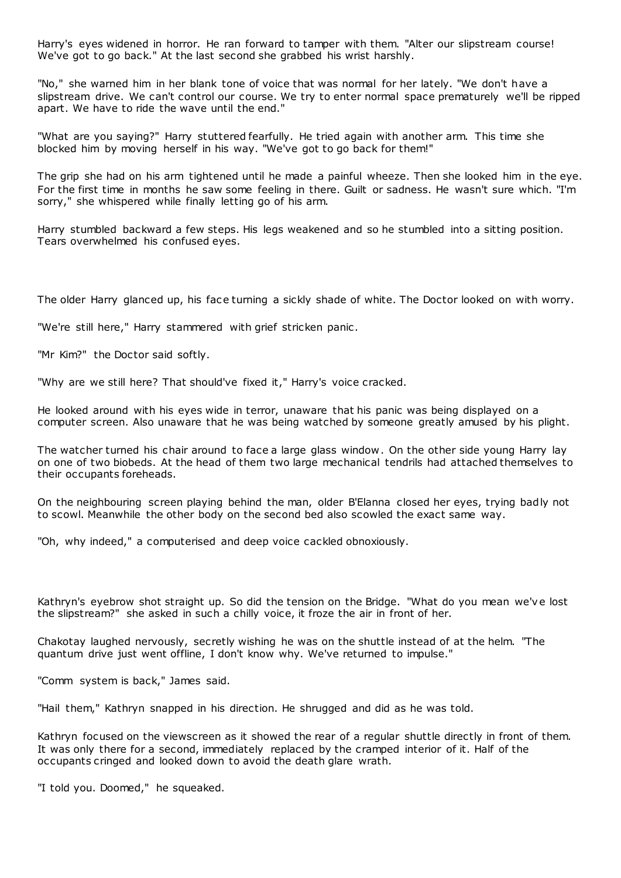Harry's eyes widened in horror. He ran forward to tamper with them. "Alter our slipstream course! We've got to go back." At the last second she grabbed his wrist harshly.

"No," she warned him in her blank tone of voice that was normal for her lately. "We don't have a slipstream drive. We can't control our course. We try to enter normal space prematurely we'll be ripped apart. We have to ride the wave until the end."

"What are you saying?" Harry stuttered fearfully. He tried again with another arm. This time she blocked him by moving herself in his way. "We've got to go back for them!"

The grip she had on his arm tightened until he made a painful wheeze. Then she looked him in the eye. For the first time in months he saw some feeling in there. Guilt or sadness. He wasn't sure which. "I'm sorry," she whispered while finally letting go of his arm.

Harry stumbled backward a few steps. His legs weakened and so he stumbled into a sitting position. Tears overwhelmed his confused eyes.

The older Harry glanced up, his face turning a sickly shade of white. The Doctor looked on with worry.

"We're still here," Harry stammered with grief stricken panic.

"Mr Kim?" the Doctor said softly.

"Why are we still here? That should've fixed it," Harry's voice cracked.

He looked around with his eyes wide in terror, unaware that his panic was being displayed on a computer screen. Also unaware that he was being watched by someone greatly amused by his plight.

The watcher turned his chair around to face a large glass window. On the other side young Harry lay on one of two biobeds. At the head of them two large mechanical tendrils had attached themselves to their occupants foreheads.

On the neighbouring screen playing behind the man, older B'Elanna closed her eyes, trying badly not to scowl. Meanwhile the other body on the second bed also scowled the exact same way.

"Oh, why indeed," a computerised and deep voice cackled obnoxiously.

Kathryn's eyebrow shot straight up. So did the tension on the Bridge. "What do you mean we've lost the slipstream?" she asked in such a chilly voice, it froze the air in front of her.

Chakotay laughed nervously, secretly wishing he was on the shuttle instead of at the helm. "The quantum drive just went offline, I don't know why. We've returned to impulse."

"Comm system is back," James said.

"Hail them," Kathryn snapped in his direction. He shrugged and did as he was told.

Kathryn focused on the viewscreen as it showed the rear of a regular shuttle directly in front of them. It was only there for a second, immediately replaced by the cramped interior of it. Half of the occupants cringed and looked down to avoid the death glare wrath.

"I told you. Doomed," he squeaked.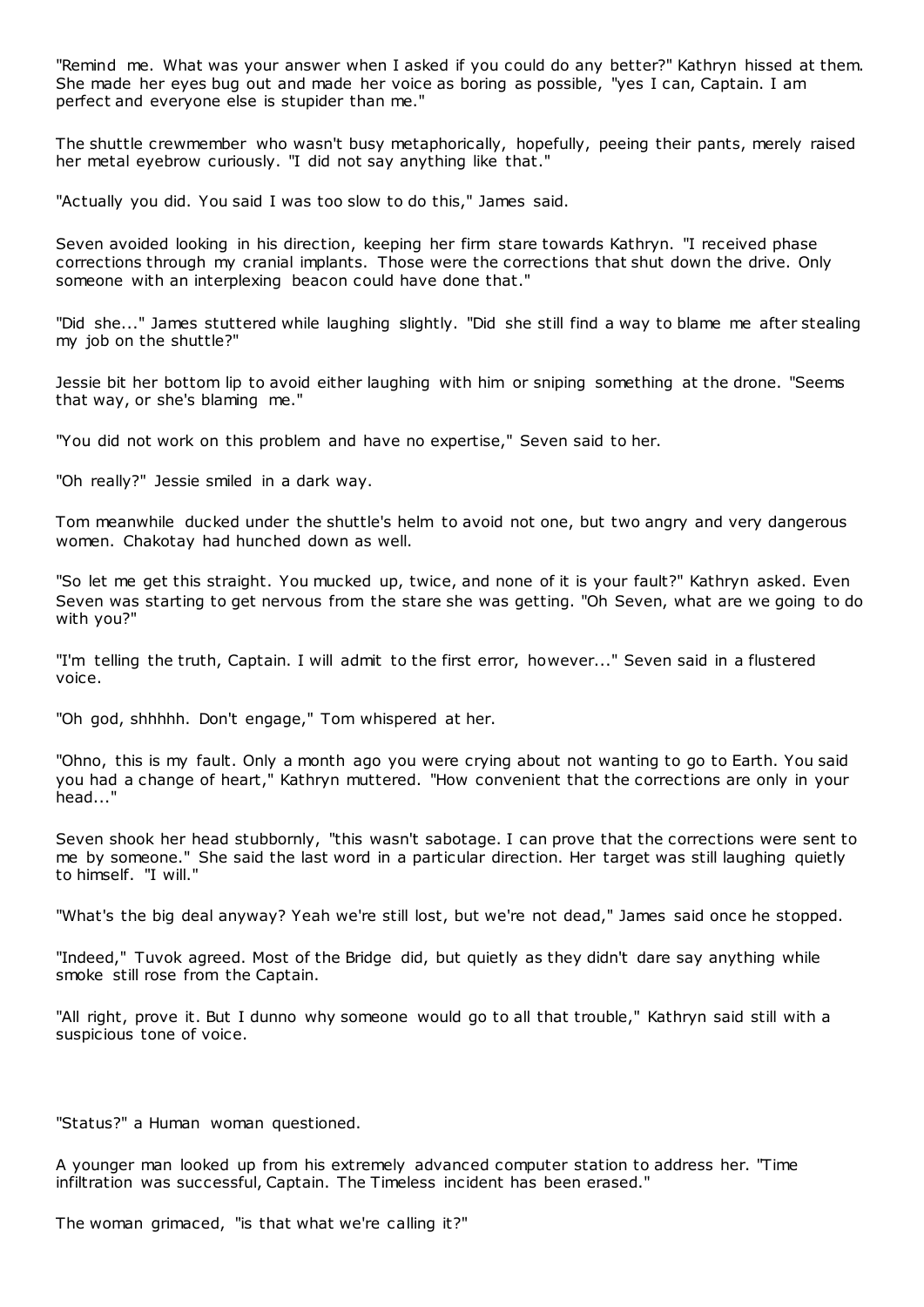"Remind me. What was your answer when I asked if you could do any better?" Kathryn hissed at them. She made her eyes bug out and made her voice as boring as possible, "yes I can, Captain. I am perfect and everyone else is stupider than me."

The shuttle crewmember who wasn't busy metaphorically, hopefully, peeing their pants, merely raised her metal eyebrow curiously. "I did not say anything like that."

"Actually you did. You said I was too slow to do this," James said.

Seven avoided looking in his direction, keeping her firm stare towards Kathryn. "I received phase corrections through my cranial implants. Those were the corrections that shut down the drive. Only someone with an interplexing beacon could have done that."

"Did she..." James stuttered while laughing slightly. "Did she still find a way to blame me after stealing my job on the shuttle?"

Jessie bit her bottom lip to avoid either laughing with him or sniping something at the drone. "Seems that way, or she's blaming me."

"You did not work on this problem and have no expertise," Seven said to her.

"Oh really?" Jessie smiled in a dark way.

Tom meanwhile ducked under the shuttle's helm to avoid not one, but two angry and very dangerous women. Chakotay had hunched down as well.

"So let me get this straight. You mucked up, twice, and none of it is your fault?" Kathryn asked. Even Seven was starting to get nervous from the stare she was getting. "Oh Seven, what are we going to do with you?"

"I'm telling the truth, Captain. I will admit to the first error, however..." Seven said in a flustered voice.

"Oh god, shhhhh. Don't engage," Tom whispered at her.

"Ohno, this is my fault. Only a month ago you were crying about not wanting to go to Earth. You said you had a change of heart," Kathryn muttered. "How convenient that the corrections are only in your head..."

Seven shook her head stubbornly, "this wasn't sabotage. I can prove that the corrections were sent to me by someone." She said the last word in a particular direction. Her target was still laughing quietly to himself. "I will."

"What's the big deal anyway? Yeah we're still lost, but we're not dead," James said once he stopped.

"Indeed," Tuvok agreed. Most of the Bridge did, but quietly as they didn't dare say anything while smoke still rose from the Captain.

"All right, prove it. But I dunno why someone would go to all that trouble," Kathryn said still with a suspicious tone of voice.

"Status?" a Human woman questioned.

A younger man looked up from his extremely advanced computer station to address her. "Time infiltration was successful, Captain. The Timeless incident has been erased."

The woman grimaced, "is that what we're calling it?"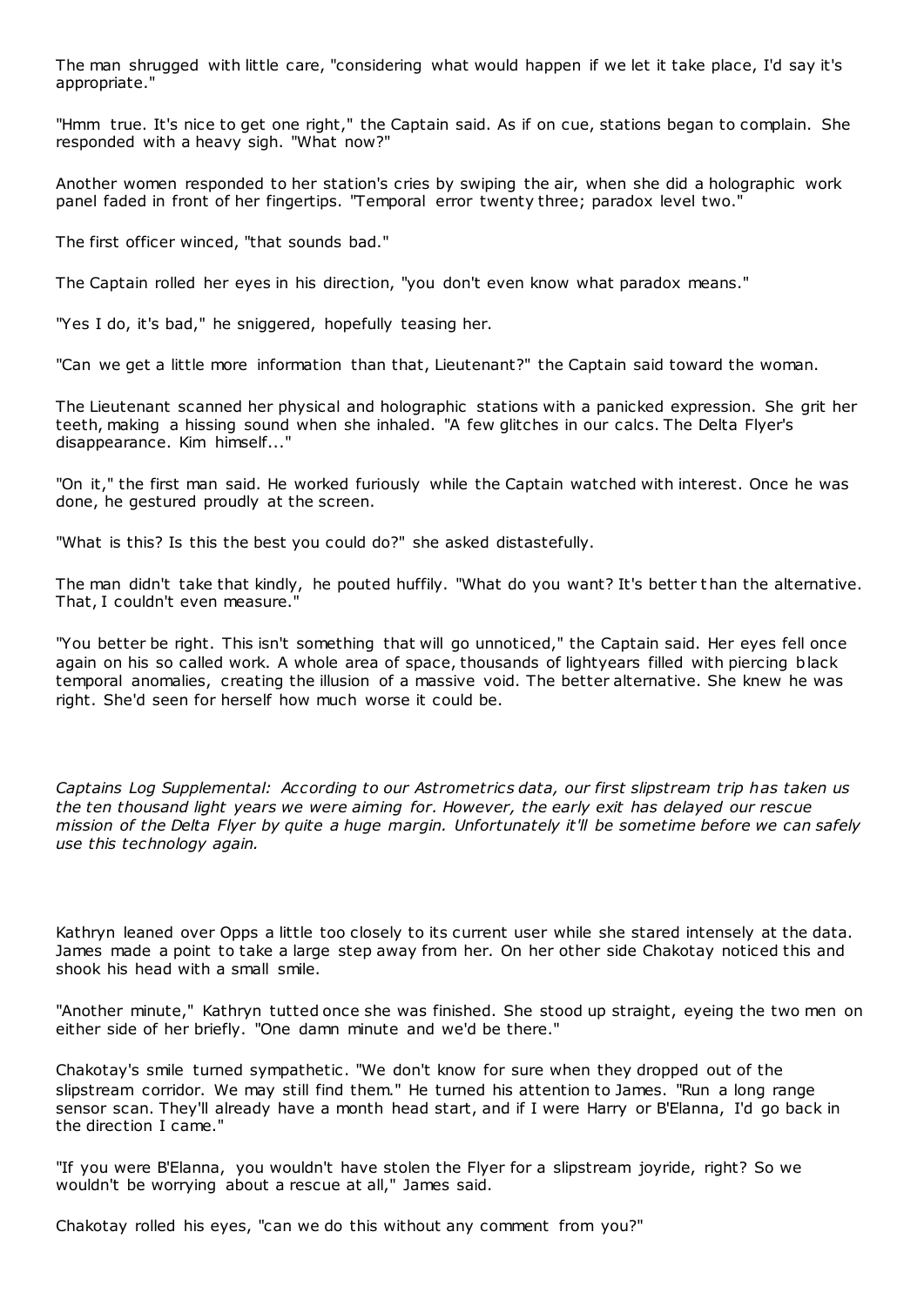The man shrugged with little care, "considering what would happen if we let it take place, I'd say it's appropriate."

"Hmm true. It's nice to get one right," the Captain said. As if on cue, stations began to complain. She responded with a heavy sigh. "What now?"

Another women responded to her station's cries by swiping the air, when she did a holographic work panel faded in front of her fingertips. "Temporal error twenty three; paradox level two."

The first officer winced, "that sounds bad."

The Captain rolled her eyes in his direction, "you don't even know what paradox means."

"Yes I do, it's bad," he sniggered, hopefully teasing her.

"Can we get a little more information than that, Lieutenant?" the Captain said toward the woman.

The Lieutenant scanned her physical and holographic stations with a panicked expression. She grit her teeth, making a hissing sound when she inhaled. "A few glitches in our calcs. The Delta Flyer's disappearance. Kim himself..."

"On it," the first man said. He worked furiously while the Captain watched with interest. Once he was done, he gestured proudly at the screen.

"What is this? Is this the best you could do?" she asked distastefully.

The man didn't take that kindly, he pouted huffily. "What do you want? It's better than the alternative. That, I couldn't even measure."

"You better be right. This isn't something that will go unnoticed," the Captain said. Her eyes fell once again on his so called work. A whole area of space, thousands of lightyears filled with piercing black temporal anomalies, creating the illusion of a massive void. The better alternative. She knew he was right. She'd seen for herself how much worse it could be.

*Captains Log Supplemental: According to our Astrometrics data, our first slipstream trip has taken us the ten thousand light years we were aiming for. However, the early exit has delayed our rescue mission of the Delta Flyer by quite a huge margin. Unfortunately it'll be sometime before we can safely use this technology again.*

Kathryn leaned over Opps a little too closely to its current user while she stared intensely at the data. James made a point to take a large step away from her. On her other side Chakotay noticed this and shook his head with a small smile.

"Another minute," Kathryn tutted once she was finished. She stood up straight, eyeing the two men on either side of her briefly. "One damn minute and we'd be there."

Chakotay's smile turned sympathetic. "We don't know for sure when they dropped out of the slipstream corridor. We may still find them." He turned his attention to James. "Run a long range sensor scan. They'll already have a month head start, and if I were Harry or B'Elanna, I'd go back in the direction I came."

"If you were B'Elanna, you wouldn't have stolen the Flyer for a slipstream joyride, right? So we wouldn't be worrying about a rescue at all," James said.

Chakotay rolled his eyes, "can we do this without any comment from you?"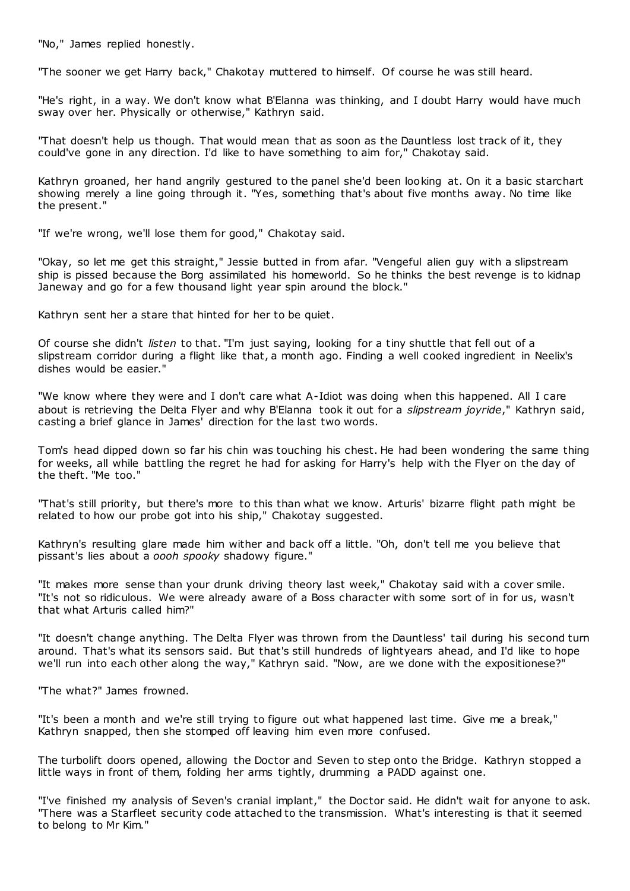"No," James replied honestly.

"The sooner we get Harry back," Chakotay muttered to himself. Of course he was still heard.

"He's right, in a way. We don't know what B'Elanna was thinking, and I doubt Harry would have much sway over her. Physically or otherwise," Kathryn said.

"That doesn't help us though. That would mean that as soon as the Dauntless lost track of it, they could've gone in any direction. I'd like to have something to aim for," Chakotay said.

Kathryn groaned, her hand angrily gestured to the panel she'd been looking at. On it a basic starchart showing merely a line going through it. "Yes, something that's about five months away. No time like the present."

"If we're wrong, we'll lose them for good," Chakotay said.

"Okay, so let me get this straight," Jessie butted in from afar. "Vengeful alien guy with a slipstream ship is pissed because the Borg assimilated his homeworld. So he thinks the best revenge is to kidnap Janeway and go for a few thousand light year spin around the block."

Kathryn sent her a stare that hinted for her to be quiet.

Of course she didn't *listen* to that. "I'm just saying, looking for a tiny shuttle that fell out of a slipstream corridor during a flight like that, a month ago. Finding a well cooked ingredient in Neelix's dishes would be easier."

"We know where they were and I don't care what A-Idiot was doing when this happened. All I care about is retrieving the Delta Flyer and why B'Elanna took it out for a *slipstream joyride*," Kathryn said, casting a brief glance in James' direction for the last two words.

Tom's head dipped down so far his chin was touching his chest. He had been wondering the same thing for weeks, all while battling the regret he had for asking for Harry's help with the Flyer on the day of the theft. "Me too."

"That's still priority, but there's more to this than what we know. Arturis' bizarre flight path might be related to how our probe got into his ship," Chakotay suggested.

Kathryn's resulting glare made him wither and back off a little. "Oh, don't tell me you believe that pissant's lies about a *oooh spooky* shadowy figure."

"It makes more sense than your drunk driving theory last week," Chakotay said with a cover smile. "It's not so ridiculous. We were already aware of a Boss character with some sort of in for us, wasn't that what Arturis called him?"

"It doesn't change anything. The Delta Flyer was thrown from the Dauntless' tail during his second turn around. That's what its sensors said. But that's still hundreds of lightyears ahead, and I'd like to hope we'll run into each other along the way," Kathryn said. "Now, are we done with the expositionese?"

"The what?" James frowned.

"It's been a month and we're still trying to figure out what happened last time. Give me a break," Kathryn snapped, then she stomped off leaving him even more confused.

The turbolift doors opened, allowing the Doctor and Seven to step onto the Bridge. Kathryn stopped a little ways in front of them, folding her arms tightly, drumming a PADD against one.

"I've finished my analysis of Seven's cranial implant," the Doctor said. He didn't wait for anyone to ask. "There was a Starfleet security code attached to the transmission. What's interesting is that it seemed to belong to Mr Kim."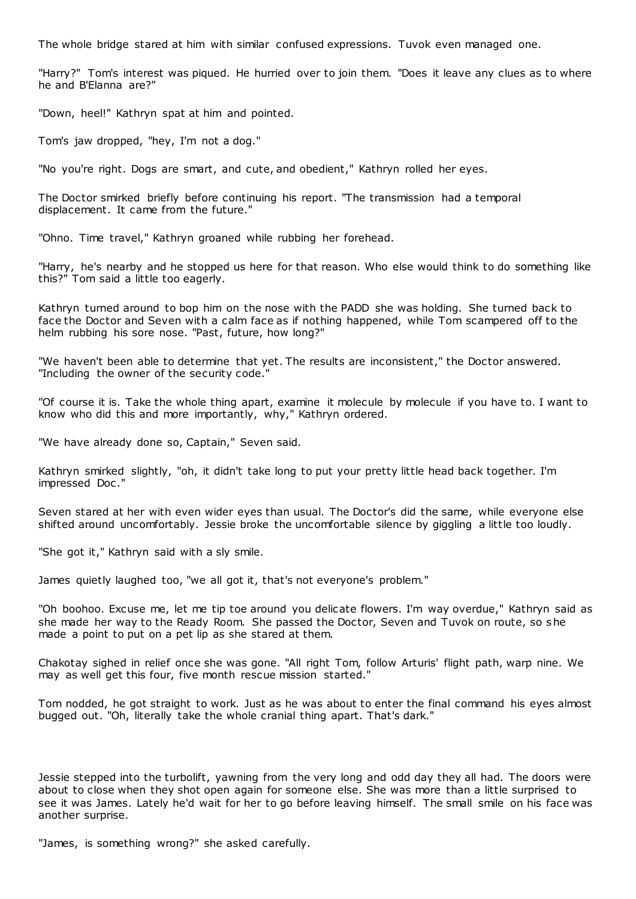The whole bridge stared at him with similar confused expressions. Tuvok even managed one.

"Harry?" Tom's interest was piqued. He hurried over to join them. "Does it leave any clues as to where he and B'Elanna are?"

"Down, heel!" Kathryn spat at him and pointed.

Tom's jaw dropped, "hey, I'm not a dog."

"No you're right. Dogs are smart, and cute, and obedient," Kathryn rolled her eyes.

The Doctor smirked briefly before continuing his report. "The transmission had a temporal displacement. It came from the future."

"Ohno. Time travel," Kathryn groaned while rubbing her forehead.

"Harry, he's nearby and he stopped us here for that reason. Who else would think to do something like this?" Tom said a little too eagerly.

Kathryn turned around to bop him on the nose with the PADD she was holding. She turned back to face the Doctor and Seven with a calm face as if nothing happened, while Tom scampered off to the helm rubbing his sore nose. "Past, future, how long?"

"We haven't been able to determine that yet. The results are inconsistent," the Doctor answered. "Including the owner of the security code."

"Of course it is. Take the whole thing apart, examine it molecule by molecule if you have to. I want to know who did this and more importantly, why," Kathryn ordered.

"We have already done so, Captain," Seven said.

Kathryn smirked slightly, "oh, it didn't take long to put your pretty little head back together. I'm impressed Doc."

Seven stared at her with even wider eyes than usual. The Doctor's did the same, while everyone else shifted around uncomfortably. Jessie broke the uncomfortable silence by giggling a little too loudly.

"She got it," Kathryn said with a sly smile.

James quietly laughed too, "we all got it, that's not everyone's problem."

"Oh boohoo. Excuse me, let me tip toe around you delicate flowers. I'm way overdue," Kathryn said as she made her way to the Ready Room. She passed the Doctor, Seven and Tuvok on route, so she made a point to put on a pet lip as she stared at them.

Chakotay sighed in relief once she was gone. "All right Tom, follow Arturis' flight path, warp nine. We may as well get this four, five month rescue mission started."

Tom nodded, he got straight to work. Just as he was about to enter the final command his eyes almost bugged out. "Oh, literally take the whole cranial thing apart. That's dark."

Jessie stepped into the turbolift, yawning from the very long and odd day they all had. The doors were about to close when they shot open again for someone else. She was more than a little surprised to see it was James. Lately he'd wait for her to go before leaving himself. The small smile on his face was another surprise.

"James, is something wrong?" she asked carefully.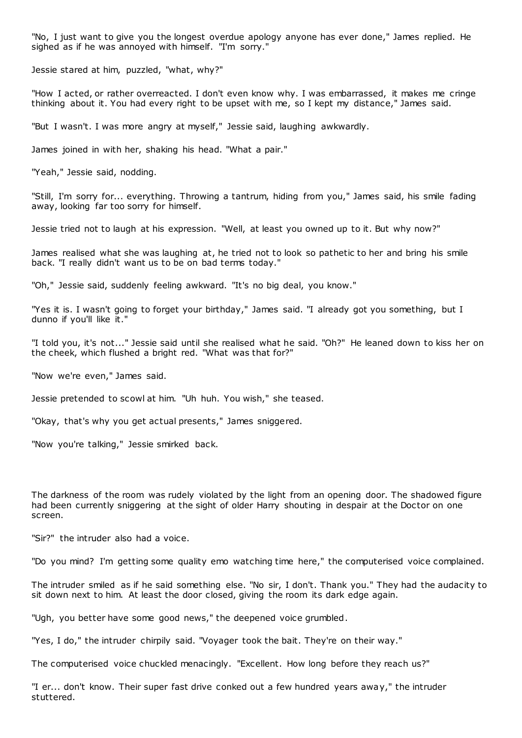"No, I just want to give you the longest overdue apology anyone has ever done," James replied. He sighed as if he was annoyed with himself. "I'm sorry."

Jessie stared at him, puzzled, "what, why?"

"How I acted, or rather overreacted. I don't even know why. I was embarrassed, it makes me cringe thinking about it. You had every right to be upset with me, so I kept my distance," James said.

"But I wasn't. I was more angry at myself," Jessie said, laughing awkwardly.

James joined in with her, shaking his head. "What a pair."

"Yeah," Jessie said, nodding.

"Still, I'm sorry for... everything. Throwing a tantrum, hiding from you," James said, his smile fading away, looking far too sorry for himself.

Jessie tried not to laugh at his expression. "Well, at least you owned up to it. But why now?"

James realised what she was laughing at, he tried not to look so pathetic to her and bring his smile back. "I really didn't want us to be on bad terms today."

"Oh," Jessie said, suddenly feeling awkward. "It's no big deal, you know."

"Yes it is. I wasn't going to forget your birthday," James said. "I already got you something, but I dunno if you'll like it."

"I told you, it's not..." Jessie said until she realised what he said. "Oh?" He leaned down to kiss her on the cheek, which flushed a bright red. "What was that for?"

"Now we're even," James said.

Jessie pretended to scowl at him. "Uh huh. You wish," she teased.

"Okay, that's why you get actual presents," James sniggered.

"Now you're talking," Jessie smirked back.

The darkness of the room was rudely violated by the light from an opening door. The shadowed figure had been currently sniggering at the sight of older Harry shouting in despair at the Doctor on one screen.

"Sir?" the intruder also had a voice.

"Do you mind? I'm getting some quality emo watching time here," the computerised voice complained.

The intruder smiled as if he said something else. "No sir, I don't. Thank you." They had the audacity to sit down next to him. At least the door closed, giving the room its dark edge again.

"Ugh, you better have some good news," the deepened voice grumbled.

"Yes, I do," the intruder chirpily said. "Voyager took the bait. They're on their way."

The computerised voice chuckled menacingly. "Excellent. How long before they reach us?"

"I er... don't know. Their super fast drive conked out a few hundred years away," the intruder stuttered.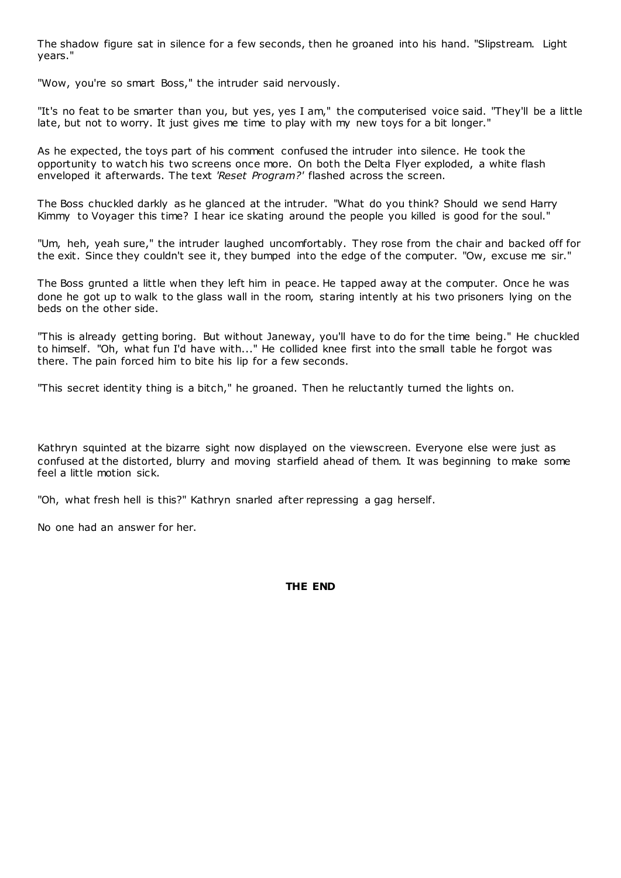The shadow figure sat in silence for a few seconds, then he groaned into his hand. "Slipstream. Light years."

"Wow, you're so smart Boss," the intruder said nervously.

"It's no feat to be smarter than you, but yes, yes I am," the computerised voice said. "They'll be a little late, but not to worry. It just gives me time to play with my new toys for a bit longer."

As he expected, the toys part of his comment confused the intruder into silence. He took the opportunity to watch his two screens once more. On both the Delta Flyer exploded, a white flash enveloped it afterwards. The text *'Reset Program?'* flashed across the screen.

The Boss chuckled darkly as he glanced at the intruder. "What do you think? Should we send Harry Kimmy to Voyager this time? I hear ice skating around the people you killed is good for the soul."

"Um, heh, yeah sure," the intruder laughed uncomfortably. They rose from the chair and backed off for the exit. Since they couldn't see it, they bumped into the edge of the computer. "Ow, excuse me sir."

The Boss grunted a little when they left him in peace. He tapped away at the computer. Once he was done he got up to walk to the glass wall in the room, staring intently at his two prisoners lying on the beds on the other side.

"This is already getting boring. But without Janeway, you'll have to do for the time being." He chuckled to himself. "Oh, what fun I'd have with..." He collided knee first into the small table he forgot was there. The pain forced him to bite his lip for a few seconds.

"This secret identity thing is a bitch," he groaned. Then he reluctantly turned the lights on.

Kathryn squinted at the bizarre sight now displayed on the viewscreen. Everyone else were just as confused at the distorted, blurry and moving starfield ahead of them. It was beginning to make some feel a little motion sick.

"Oh, what fresh hell is this?" Kathryn snarled after repressing a gag herself.

No one had an answer for her.

**THE END**